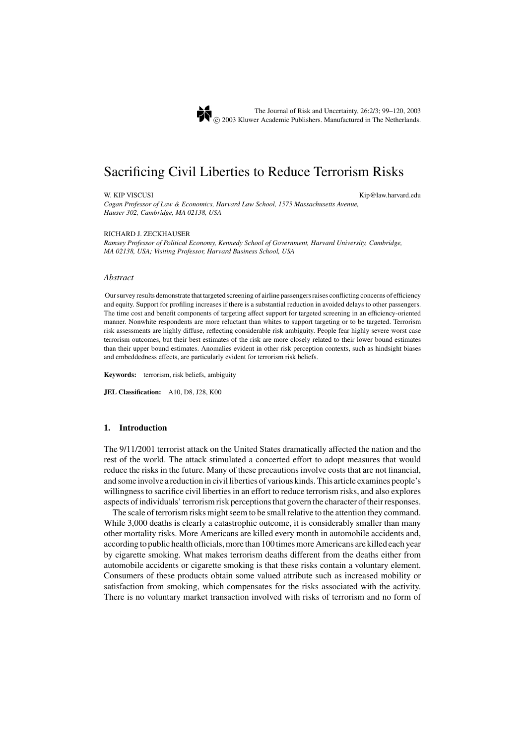# Sacrificing Civil Liberties to Reduce Terrorism Risks

W. KIP VISCUSI Kip@law.harvard.edu

*Cogan Professor of Law & Economics, Harvard Law School, 1575 Massachusetts Avenue, Hauser 302, Cambridge, MA 02138, USA*

RICHARD J. ZECKHAUSER

*Ramsey Professor of Political Economy, Kennedy School of Government, Harvard University, Cambridge, MA 02138, USA; Visiting Professor, Harvard Business School, USA*

### *Abstract*

Our survey results demonstrate that targeted screening of airline passengers raises conflicting concerns of efficiency and equity. Support for profiling increases if there is a substantial reduction in avoided delays to other passengers. The time cost and benefit components of targeting affect support for targeted screening in an efficiency-oriented manner. Nonwhite respondents are more reluctant than whites to support targeting or to be targeted. Terrorism risk assessments are highly diffuse, reflecting considerable risk ambiguity. People fear highly severe worst case terrorism outcomes, but their best estimates of the risk are more closely related to their lower bound estimates than their upper bound estimates. Anomalies evident in other risk perception contexts, such as hindsight biases and embeddedness effects, are particularly evident for terrorism risk beliefs.

**Keywords:** terrorism, risk beliefs, ambiguity

**JEL Classification:** A10, D8, J28, K00

## 1. Introduction

The 9/11/2001 terrorist attack on the United States dramatically affected the nation and the rest of the world. The attack stimulated a concerted effort to adopt measures that would reduce the risks in the future. Many of these precautions involve costs that are not financial, and some involve a reduction in civil liberties of various kinds. This article examines people's willingness to sacrifice civil liberties in an effort to reduce terrorism risks, and also explores aspects of individuals' terrorism risk perceptions that govern the character of their responses.

The scale of terrorism risks might seem to be small relative to the attention they command. While 3,000 deaths is clearly a catastrophic outcome, it is considerably smaller than many other mortality risks. More Americans are killed every month in automobile accidents and, according to public health officials, more than 100 times more Americans are killed each year by cigarette smoking. What makes terrorism deaths different from the deaths either from automobile accidents or cigarette smoking is that these risks contain a voluntary element. Consumers of these products obtain some valued attribute such as increased mobility or satisfaction from smoking, which compensates for the risks associated with the activity. There is no voluntary market transaction involved with risks of terrorism and no form of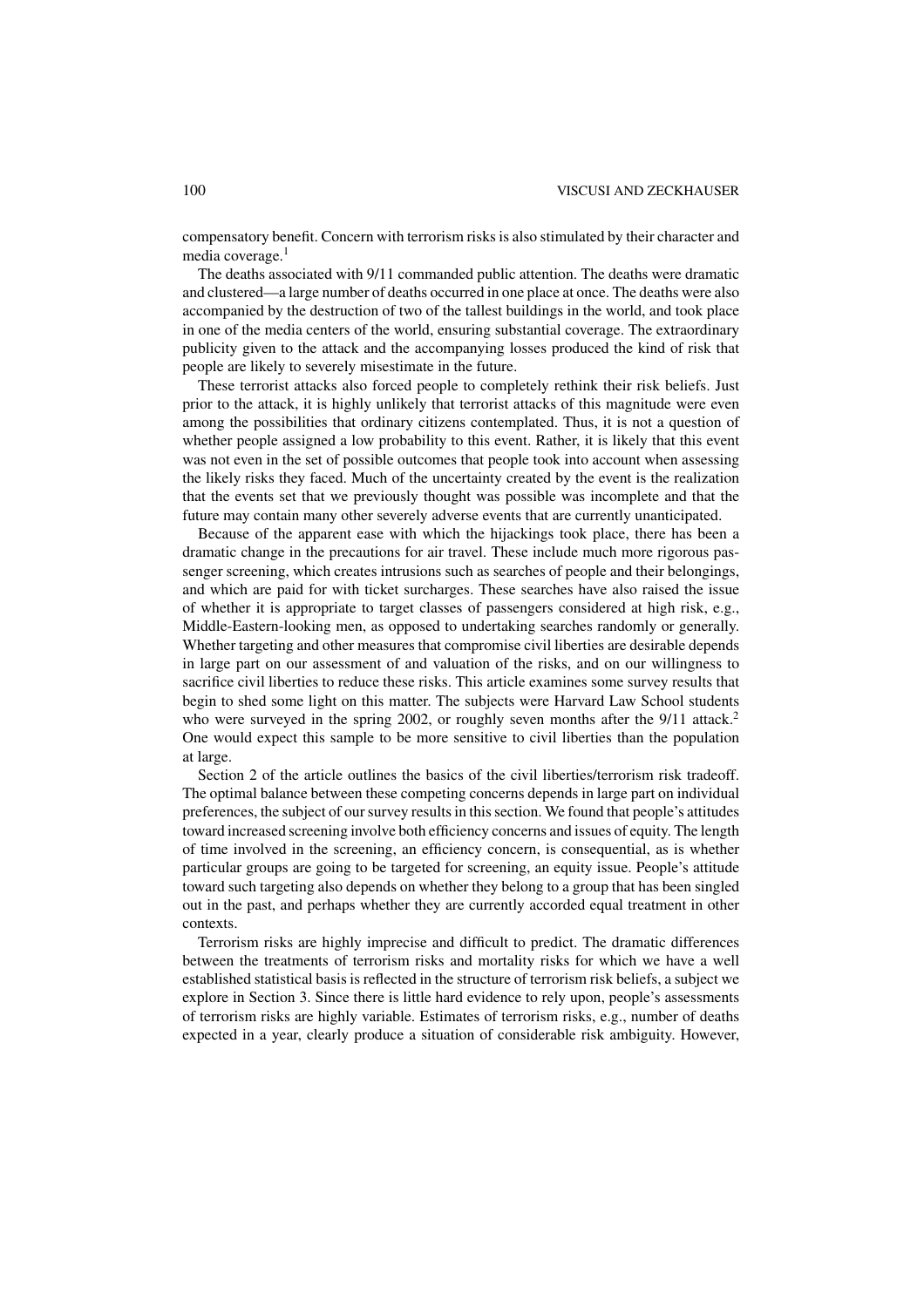compensatory benefit. Concern with terrorism risks is also stimulated by their character and media coverage.[1]

The deaths associated with 9/11 commanded public attention. The deaths were dramatic and clustered—a large number of deaths occurred in one place at once. The deaths were also accompanied by the destruction of two of the tallest buildings in the world, and took place in one of the media centers of the world, ensuring substantial coverage. The extraordinary publicity given to the attack and the accompanying losses produced the kind of risk that people are likely to severely misestimate in the future.

These terrorist attacks also forced people to completely rethink their risk beliefs. Just prior to the attack, it is highly unlikely that terrorist attacks of this magnitude were even among the possibilities that ordinary citizens contemplated. Thus, it is not a question of whether people assigned a low probability to this event. Rather, it is likely that this event was not even in the set of possible outcomes that people took into account when assessing the likely risks they faced. Much of the uncertainty created by the event is the realization that the events set that we previously thought was possible was incomplete and that the future may contain many other severely adverse events that are currently unanticipated.

Because of the apparent ease with which the hijackings took place, there has been a dramatic change in the precautions for air travel. These include much more rigorous passenger screening, which creates intrusions such as searches of people and their belongings, and which are paid for with ticket surcharges. These searches have also raised the issue of whether it is appropriate to target classes of passengers considered at high risk, e.g., Middle-Eastern-looking men, as opposed to undertaking searches randomly or generally. Whether targeting and other measures that compromise civil liberties are desirable depends in large part on our assessment of and valuation of the risks, and on our willingness to sacrifice civil liberties to reduce these risks. This article examines some survey results that begin to shed some light on this matter. The subjects were Harvard Law School students who were surveyed in the spring 2002, or roughly seven months after the 9/11 attack.[2] One would expect this sample to be more sensitive to civil liberties than the population at large.

Section 2 of the article outlines the basics of the civil liberties/terrorism risk tradeoff. The optimal balance between these competing concerns depends in large part on individual preferences, the subject of our survey results in this section. We found that people's attitudes toward increased screening involve both efficiency concerns and issues of equity. The length of time involved in the screening, an efficiency concern, is consequential, as is whether particular groups are going to be targeted for screening, an equity issue. People's attitude toward such targeting also depends on whether they belong to a group that has been singled out in the past, and perhaps whether they are currently accorded equal treatment in other contexts.

Terrorism risks are highly imprecise and difficult to predict. The dramatic differences between the treatments of terrorism risks and mortality risks for which we have a well established statistical basis is reflected in the structure of terrorism risk beliefs, a subject we explore in Section 3. Since there is little hard evidence to rely upon, people's assessments of terrorism risks are highly variable. Estimates of terrorism risks, e.g., number of deaths expected in a year, clearly produce a situation of considerable risk ambiguity. However,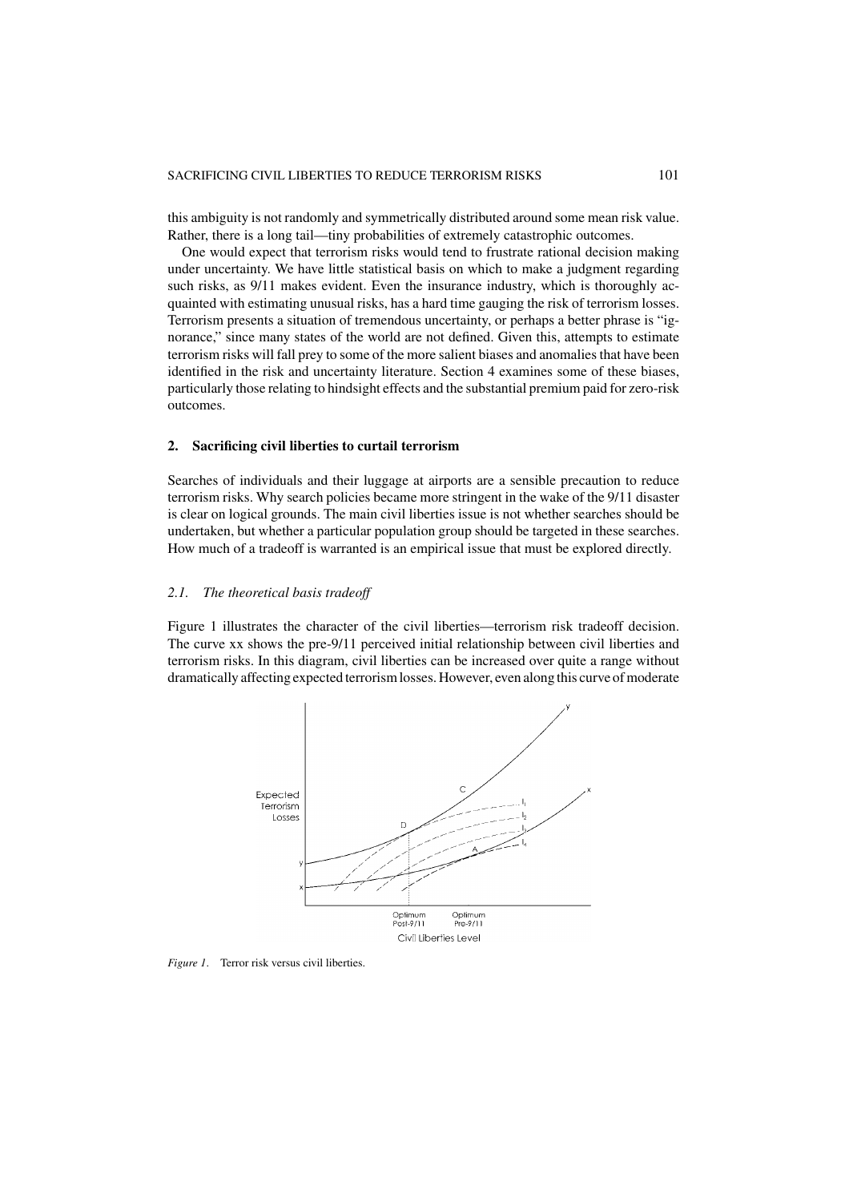this ambiguity is not randomly and symmetrically distributed around some mean risk value. Rather, there is a long tail—tiny probabilities of extremely catastrophic outcomes.

One would expect that terrorism risks would tend to frustrate rational decision making under uncertainty. We have little statistical basis on which to make a judgment regarding such risks, as 9/11 makes evident. Even the insurance industry, which is thoroughly acquainted with estimating unusual risks, has a hard time gauging the risk of terrorism losses. Terrorism presents a situation of tremendous uncertainty, or perhaps a better phrase is "ignorance," since many states of the world are not defined. Given this, attempts to estimate terrorism risks will fall prey to some of the more salient biases and anomalies that have been identified in the risk and uncertainty literature. Section 4 examines some of these biases, particularly those relating to hindsight effects and the substantial premium paid for zero-risk outcomes.

## 2. Sacrificing civil liberties to curtail terrorism

Searches of individuals and their luggage at airports are a sensible precaution to reduce terrorism risks. Why search policies became more stringent in the wake of the 9/11 disaster is clear on logical grounds. The main civil liberties issue is not whether searches should be undertaken, but whether a particular population group should be targeted in these searches. How much of a tradeoff is warranted is an empirical issue that must be explored directly.

### *2.1. The theoretical basis tradeoff*

Figure 1 illustrates the character of the civil liberties—terrorism risk tradeoff decision. The curve xx shows the pre-9/11 perceived initial relationship between civil liberties and terrorism risks. In this diagram, civil liberties can be increased over quite a range without dramatically affecting expected terrorism losses. However, even along this curve of moderate

*Figure 1*. Terror risk versus civil liberties.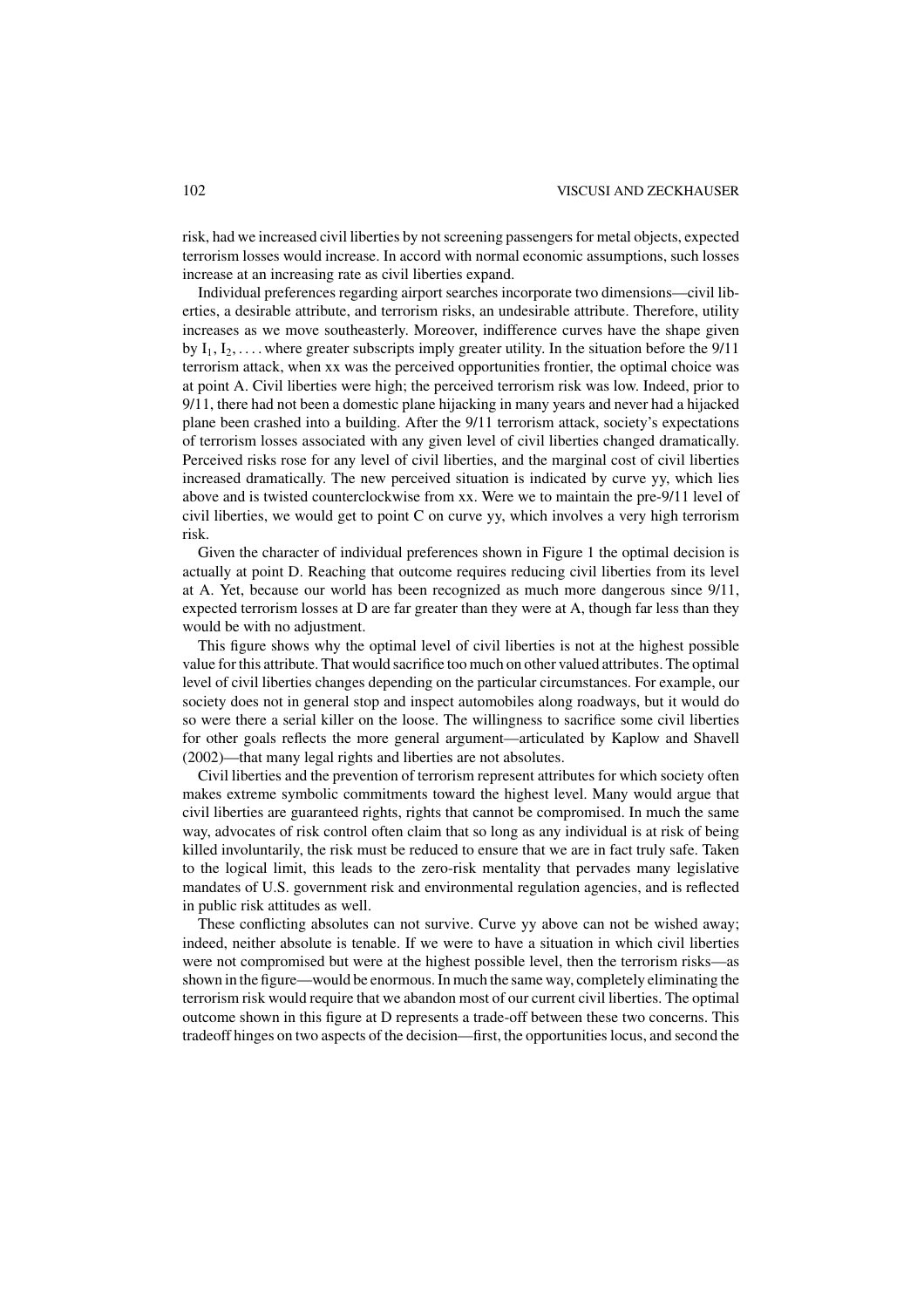risk, had we increased civil liberties by not screening passengers for metal objects, expected terrorism losses would increase. In accord with normal economic assumptions, such losses increase at an increasing rate as civil liberties expand.

Individual preferences regarding airport searches incorporate two dimensions—civil liberties, a desirable attribute, and terrorism risks, an undesirable attribute. Therefore, utility increases as we move southeasterly. Moreover, indifference curves have the shape given by $I_1, I_2, \ldots$ where greater subscripts imply greater utility. In the situation before the 9/11 terrorism attack, when xx was the perceived opportunities frontier, the optimal choice was at point A. Civil liberties were high; the perceived terrorism risk was low. Indeed, prior to 9/11, there had not been a domestic plane hijacking in many years and never had a hijacked plane been crashed into a building. After the 9/11 terrorism attack, society's expectations of terrorism losses associated with any given level of civil liberties changed dramatically. Perceived risks rose for any level of civil liberties, and the marginal cost of civil liberties increased dramatically. The new perceived situation is indicated by curve yy, which lies above and is twisted counterclockwise from xx. Were we to maintain the pre-9/11 level of civil liberties, we would get to point C on curve yy, which involves a very high terrorism risk.

Given the character of individual preferences shown in Figure 1 the optimal decision is actually at point D. Reaching that outcome requires reducing civil liberties from its level at A. Yet, because our world has been recognized as much more dangerous since 9/11, expected terrorism losses at D are far greater than they were at A, though far less than they would be with no adjustment.

This figure shows why the optimal level of civil liberties is not at the highest possible value for this attribute. That would sacrifice too much on other valued attributes. The optimal level of civil liberties changes depending on the particular circumstances. For example, our society does not in general stop and inspect automobiles along roadways, but it would do so were there a serial killer on the loose. The willingness to sacrifice some civil liberties for other goals reflects the more general argument—articulated by Kaplow and Shavell (2002)—that many legal rights and liberties are not absolutes.

Civil liberties and the prevention of terrorism represent attributes for which society often makes extreme symbolic commitments toward the highest level. Many would argue that civil liberties are guaranteed rights, rights that cannot be compromised. In much the same way, advocates of risk control often claim that so long as any individual is at risk of being killed involuntarily, the risk must be reduced to ensure that we are in fact truly safe. Taken to the logical limit, this leads to the zero-risk mentality that pervades many legislative mandates of U.S. government risk and environmental regulation agencies, and is reflected in public risk attitudes as well.

These conflicting absolutes can not survive. Curve yy above can not be wished away; indeed, neither absolute is tenable. If we were to have a situation in which civil liberties were not compromised but were at the highest possible level, then the terrorism risks—as shown in the figure—would be enormous. In much the same way, completely eliminating the terrorism risk would require that we abandon most of our current civil liberties. The optimal outcome shown in this figure at D represents a trade-off between these two concerns. This tradeoff hinges on two aspects of the decision—first, the opportunities locus, and second the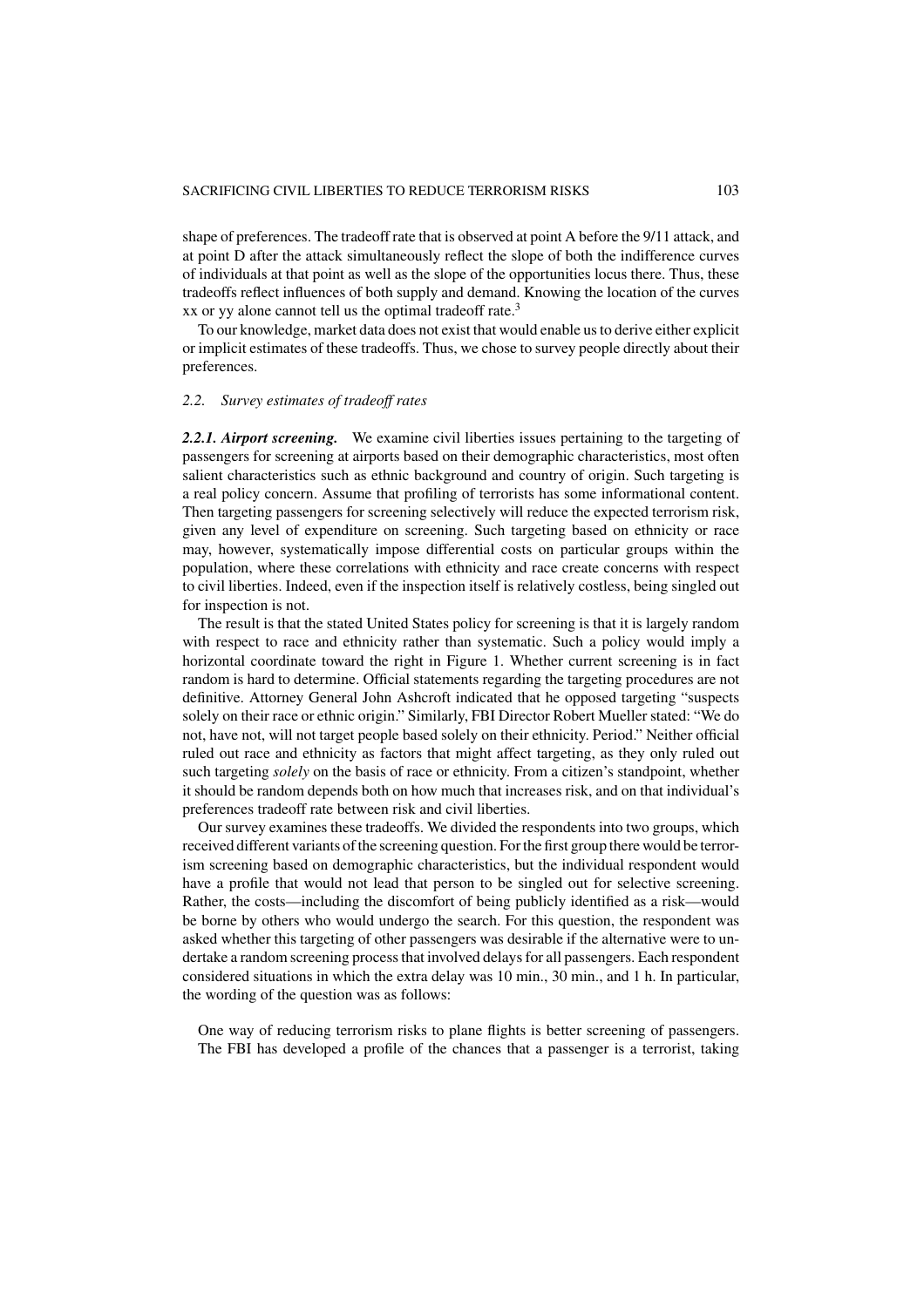shape of preferences. The tradeoff rate that is observed at point A before the 9/11 attack, and at point D after the attack simultaneously reflect the slope of both the indifference curves of individuals at that point as well as the slope of the opportunities locus there. Thus, these tradeoffs reflect influences of both supply and demand. Knowing the location of the curves xx or yy alone cannot tell us the optimal tradeoff rate.[3]

To our knowledge, market data does not exist that would enable us to derive either explicit or implicit estimates of these tradeoffs. Thus, we chose to survey people directly about their preferences.

### 2.2. *Survey estimates of tradeoff rates*

***2.2.1. Airport screening.*** We examine civil liberties issues pertaining to the targeting of passengers for screening at airports based on their demographic characteristics, most often salient characteristics such as ethnic background and country of origin. Such targeting is a real policy concern. Assume that profiling of terrorists has some informational content. Then targeting passengers for screening selectively will reduce the expected terrorism risk, given any level of expenditure on screening. Such targeting based on ethnicity or race may, however, systematically impose differential costs on particular groups within the population, where these correlations with ethnicity and race create concerns with respect to civil liberties. Indeed, even if the inspection itself is relatively costless, being singled out for inspection is not.

The result is that the stated United States policy for screening is that it is largely random with respect to race and ethnicity rather than systematic. Such a policy would imply a horizontal coordinate toward the right in Figure 1. Whether current screening is in fact random is hard to determine. Official statements regarding the targeting procedures are not definitive. Attorney General John Ashcroft indicated that he opposed targeting "suspects solely on their race or ethnic origin." Similarly, FBI Director Robert Mueller stated: "We do not, have not, will not target people based solely on their ethnicity. Period." Neither official ruled out race and ethnicity as factors that might affect targeting, as they only ruled out such targeting *solely* on the basis of race or ethnicity. From a citizen's standpoint, whether it should be random depends both on how much that increases risk, and on that individual's preferences tradeoff rate between risk and civil liberties.

Our survey examines these tradeoffs. We divided the respondents into two groups, which received different variants of the screening question. For the first group there would be terrorism screening based on demographic characteristics, but the individual respondent would have a profile that would not lead that person to be singled out for selective screening. Rather, the costs—including the discomfort of being publicly identified as a risk—would be borne by others who would undergo the search. For this question, the respondent was asked whether this targeting of other passengers was desirable if the alternative were to undertake a random screening process that involved delays for all passengers. Each respondent considered situations in which the extra delay was 10 min., 30 min., and 1 h. In particular, the wording of the question was as follows:

> One way of reducing terrorism risks to plane flights is better screening of passengers. The FBI has developed a profile of the chances that a passenger is a terrorist, taking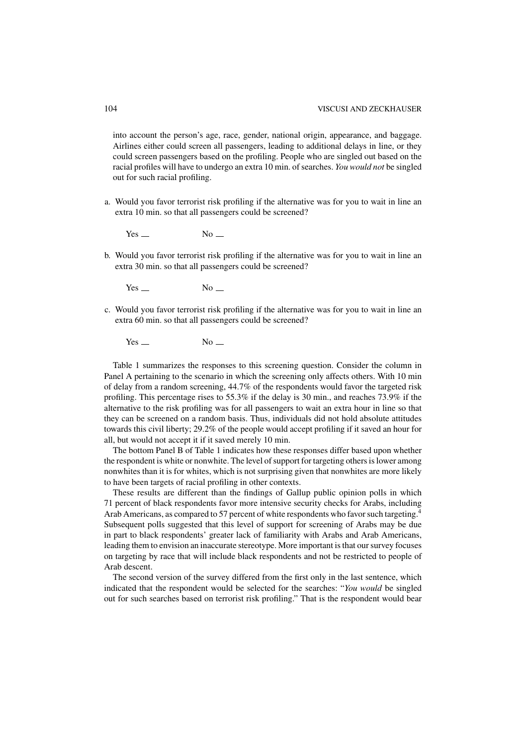into account the person's age, race, gender, national origin, appearance, and baggage. Airlines either could screen all passengers, leading to additional delays in line, or they could screen passengers based on the profiling. People who are singled out based on the racial profiles will have to undergo an extra 10 min. of searches. *You would not* be singled out for such racial profiling.

a. Would you favor terrorist risk profiling if the alternative was for you to wait in line an extra 10 min. so that all passengers could be screened?

   Yes __ No __

b. Would you favor terrorist risk profiling if the alternative was for you to wait in line an extra 30 min. so that all passengers could be screened?

   Yes __ No __

c. Would you favor terrorist risk profiling if the alternative was for you to wait in line an extra 60 min. so that all passengers could be screened?

   Yes __ No __

Table 1 summarizes the responses to this screening question. Consider the column in Panel A pertaining to the scenario in which the screening only affects others. With 10 min of delay from a random screening, 44.7% of the respondents would favor the targeted risk profiling. This percentage rises to 55.3% if the delay is 30 min., and reaches 73.9% if the alternative to the risk profiling was for all passengers to wait an extra hour in line so that they can be screened on a random basis. Thus, individuals did not hold absolute attitudes towards this civil liberty; 29.2% of the people would accept profiling if it saved an hour for all, but would not accept it if it saved merely 10 min.

The bottom Panel B of Table 1 indicates how these responses differ based upon whether the respondent is white or nonwhite. The level of support for targeting others is lower among nonwhites than it is for whites, which is not surprising given that nonwhites are more likely to have been targets of racial profiling in other contexts.

These results are different than the findings of Gallup public opinion polls in which 71 percent of black respondents favor more intensive security checks for Arabs, including Arab Americans, as compared to 57 percent of white respondents who favor such targeting.[4] Subsequent polls suggested that this level of support for screening of Arabs may be due in part to black respondents' greater lack of familiarity with Arabs and Arab Americans, leading them to envision an inaccurate stereotype. More important is that our survey focuses on targeting by race that will include black respondents and not be restricted to people of Arab descent.

The second version of the survey differed from the first only in the last sentence, which indicated that the respondent would be selected for the searches: "*You would* be singled out for such searches based on terrorist risk profiling." That is the respondent would bear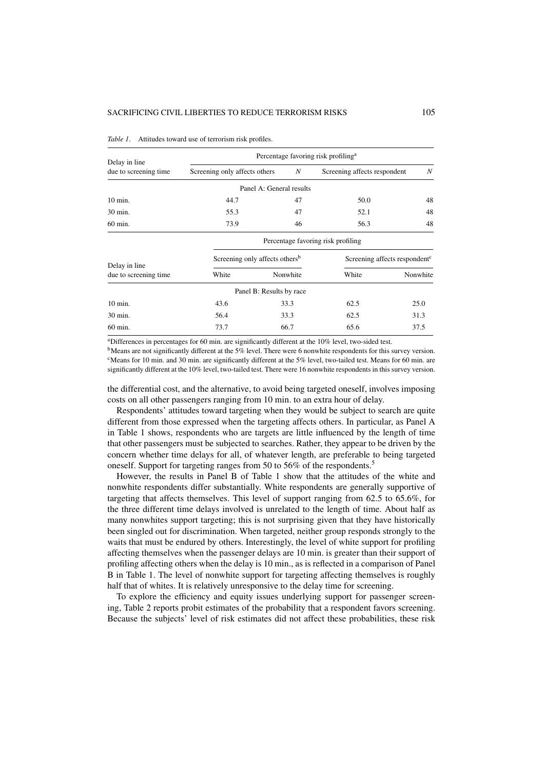*Table 1*. Attitudes toward use of terrorism risk profiles.

| Delay in line due to screening time | Percentage favoring risk profiling[a] | | | |
|---|---|---|---|---|
| | Screening only affects others | $N$ | Screening affects respondent | $N$ |
| **Panel A: General results** | | | | |
| 10 min. | 44.7 | 47 | 50.0 | 48 |
| 30 min. | 55.3 | 47 | 52.1 | 48 |
| 60 min. | 73.9 | 46 | 56.3 | 48 |

| Delay in line due to screening time | Percentage favoring risk profiling | | | |
|---|---|---|---|---|
| | Screening only affects others[b] | | Screening affects respondent[c] | |
| | White | Nonwhite | White | Nonwhite |
| **Panel B: Results by race** | | | | |
| 10 min. | 43.6 | 33.3 | 62.5 | 25.0 |
| 30 min. | 56.4 | 33.3 | 62.5 | 31.3 |
| 60 min. | 73.7 | 66.7 | 65.6 | 37.5 |

[a]Differences in percentages for 60 min. are significantly different at the 10% level, two-sided test.
[b]Means are not significantly different at the 5% level. There were 6 nonwhite respondents for this survey version.
[c]Means for 10 min. and 30 min. are significantly different at the 5% level, two-tailed test. Means for 60 min. are significantly different at the 10% level, two-tailed test. There were 16 nonwhite respondents in this survey version.

the differential cost, and the alternative, to avoid being targeted oneself, involves imposing costs on all other passengers ranging from 10 min. to an extra hour of delay.

Respondents' attitudes toward targeting when they would be subject to search are quite different from those expressed when the targeting affects others. In particular, as Panel A in Table 1 shows, respondents who are targets are little influenced by the length of time that other passengers must be subjected to searches. Rather, they appear to be driven by the concern whether time delays for all, of whatever length, are preferable to being targeted oneself. Support for targeting ranges from 50 to 56% of the respondents.[5]

However, the results in Panel B of Table 1 show that the attitudes of the white and nonwhite respondents differ substantially. White respondents are generally supportive of targeting that affects themselves. This level of support ranging from 62.5 to 65.6%, for the three different time delays involved is unrelated to the length of time. About half as many nonwhites support targeting; this is not surprising given that they have historically been singled out for discrimination. When targeted, neither group responds strongly to the waits that must be endured by others. Interestingly, the level of white support for profiling affecting themselves when the passenger delays are 10 min. is greater than their support of profiling affecting others when the delay is 10 min., as is reflected in a comparison of Panel B in Table 1. The level of nonwhite support for targeting affecting themselves is roughly half that of whites. It is relatively unresponsive to the delay time for screening.

To explore the efficiency and equity issues underlying support for passenger screening, Table 2 reports probit estimates of the probability that a respondent favors screening. Because the subjects' level of risk estimates did not affect these probabilities, these risk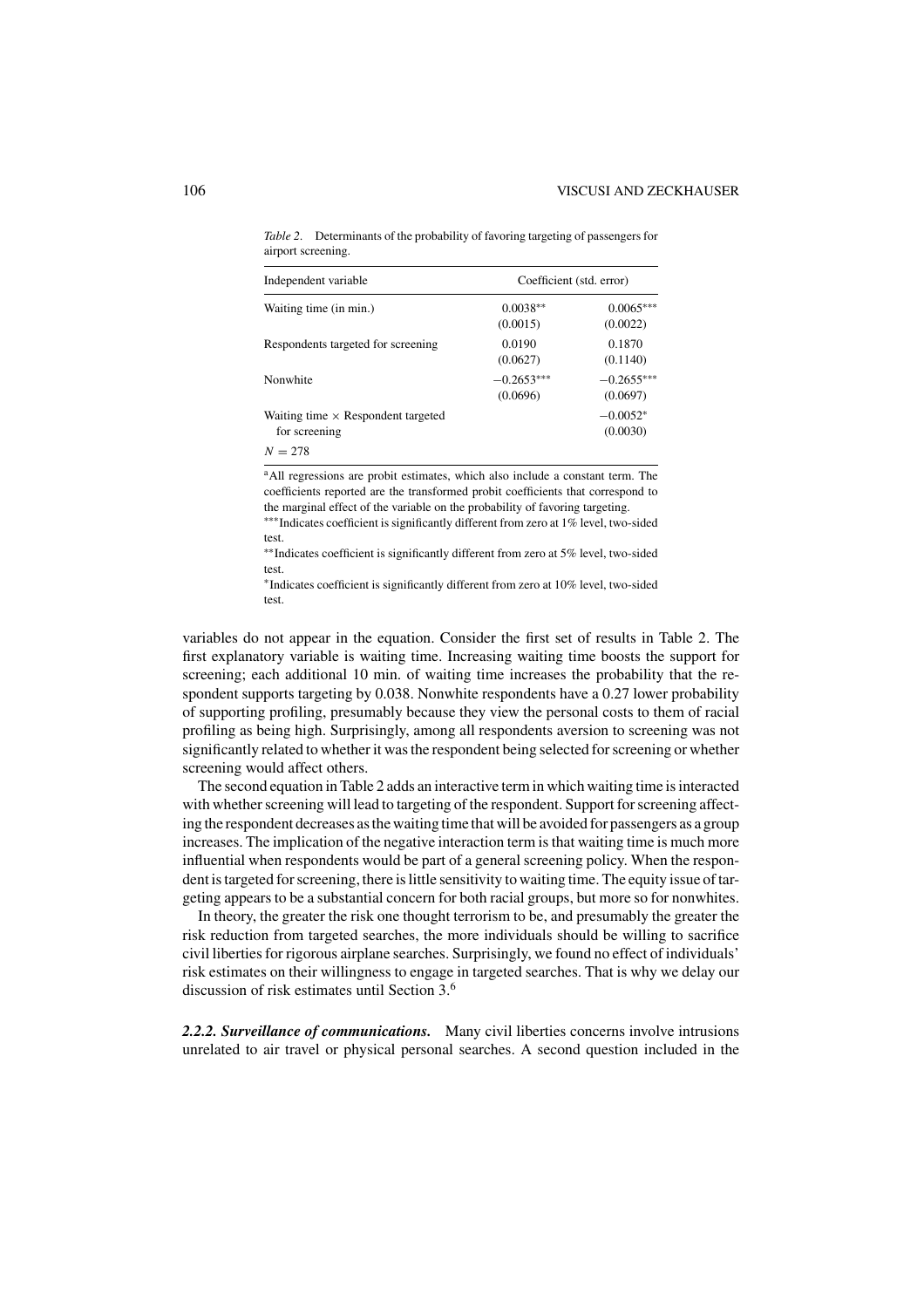*Table 2*. Determinants of the probability of favoring targeting of passengers for airport screening.

| Independent variable | Coefficient (std. error) | |
|---|---|---|
| Waiting time (in min.) | 0.0038** | 0.0065*** |
| | (0.0015) | (0.0022) |
| Respondents targeted for screening | 0.0190 | 0.1870 |
| | (0.0627) | (0.1140) |
| Nonwhite | −0.2653*** | −0.2655*** |
| | (0.0696) | (0.0697) |
| Waiting time × Respondent targeted for screening | | −0.0052* |
| | | (0.0030) |
| $N = 278$ | | |

[a]All regressions are probit estimates, which also include a constant term. The coefficients reported are the transformed probit coefficients that correspond to the marginal effect of the variable on the probability of favoring targeting.

***Indicates coefficient is significantly different from zero at 1% level, two-sided test.

**Indicates coefficient is significantly different from zero at 5% level, two-sided test.

*Indicates coefficient is significantly different from zero at 10% level, two-sided test.

variables do not appear in the equation. Consider the first set of results in Table 2. The first explanatory variable is waiting time. Increasing waiting time boosts the support for screening; each additional 10 min. of waiting time increases the probability that the respondent supports targeting by 0.038. Nonwhite respondents have a 0.27 lower probability of supporting profiling, presumably because they view the personal costs to them of racial profiling as being high. Surprisingly, among all respondents aversion to screening was not significantly related to whether it was the respondent being selected for screening or whether screening would affect others.

The second equation in Table 2 adds an interactive term in which waiting time is interacted with whether screening will lead to targeting of the respondent. Support for screening affecting the respondent decreases as the waiting time that will be avoided for passengers as a group increases. The implication of the negative interaction term is that waiting time is much more influential when respondents would be part of a general screening policy. When the respondent is targeted for screening, there is little sensitivity to waiting time. The equity issue of targeting appears to be a substantial concern for both racial groups, but more so for nonwhites.

In theory, the greater the risk one thought terrorism to be, and presumably the greater the risk reduction from targeted searches, the more individuals should be willing to sacrifice civil liberties for rigorous airplane searches. Surprisingly, we found no effect of individuals' risk estimates on their willingness to engage in targeted searches. That is why we delay our discussion of risk estimates until Section 3.[6]

***2.2.2. Surveillance of communications.*** Many civil liberties concerns involve intrusions unrelated to air travel or physical personal searches. A second question included in the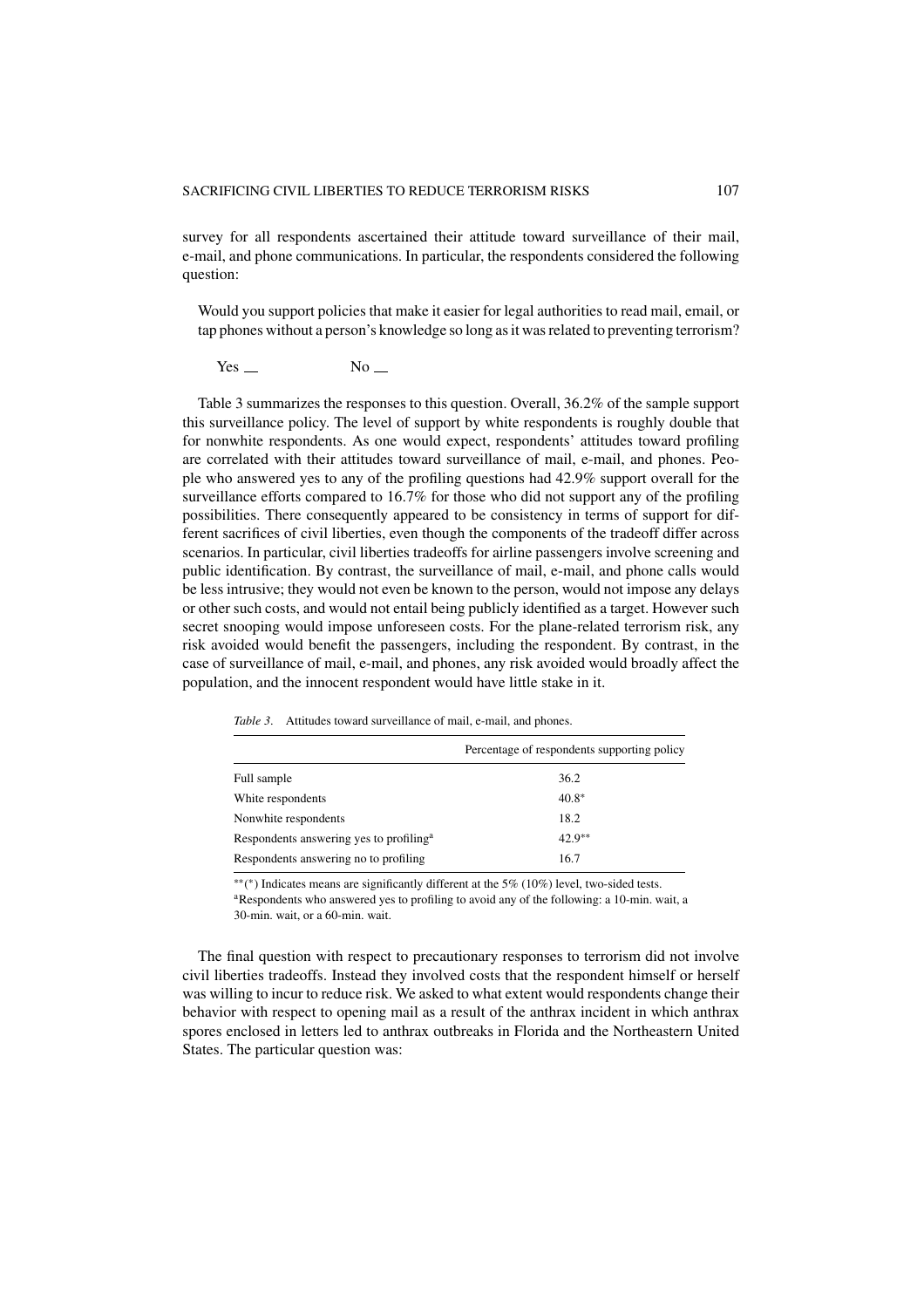survey for all respondents ascertained their attitude toward surveillance of their mail, e-mail, and phone communications. In particular, the respondents considered the following question:

> Would you support policies that make it easier for legal authorities to read mail, email, or tap phones without a person's knowledge so long as it was related to preventing terrorism?
>
> Yes __ No __

Table 3 summarizes the responses to this question. Overall, 36.2% of the sample support this surveillance policy. The level of support by white respondents is roughly double that for nonwhite respondents. As one would expect, respondents' attitudes toward profiling are correlated with their attitudes toward surveillance of mail, e-mail, and phones. People who answered yes to any of the profiling questions had 42.9% support overall for the surveillance efforts compared to 16.7% for those who did not support any of the profiling possibilities. There consequently appeared to be consistency in terms of support for different sacrifices of civil liberties, even though the components of the tradeoff differ across scenarios. In particular, civil liberties tradeoffs for airline passengers involve screening and public identification. By contrast, the surveillance of mail, e-mail, and phone calls would be less intrusive; they would not even be known to the person, would not impose any delays or other such costs, and would not entail being publicly identified as a target. However such secret snooping would impose unforeseen costs. For the plane-related terrorism risk, any risk avoided would benefit the passengers, including the respondent. By contrast, in the case of surveillance of mail, e-mail, and phones, any risk avoided would broadly affect the population, and the innocent respondent would have little stake in it.

*Table 3.* Attitudes toward surveillance of mail, e-mail, and phones.

| | Percentage of respondents supporting policy |
|---|---|
| Full sample | 36.2 |
| White respondents | 40.8* |
| Nonwhite respondents | 18.2 |
| Respondents answering yes to profiling[a] | 42.9** |
| Respondents answering no to profiling | 16.7 |

**(*) Indicates means are significantly different at the 5% (10%) level, two-sided tests.
[a]Respondents who answered yes to profiling to avoid any of the following: a 10-min. wait, a 30-min. wait, or a 60-min. wait.

The final question with respect to precautionary responses to terrorism did not involve civil liberties tradeoffs. Instead they involved costs that the respondent himself or herself was willing to incur to reduce risk. We asked to what extent would respondents change their behavior with respect to opening mail as a result of the anthrax incident in which anthrax spores enclosed in letters led to anthrax outbreaks in Florida and the Northeastern United States. The particular question was: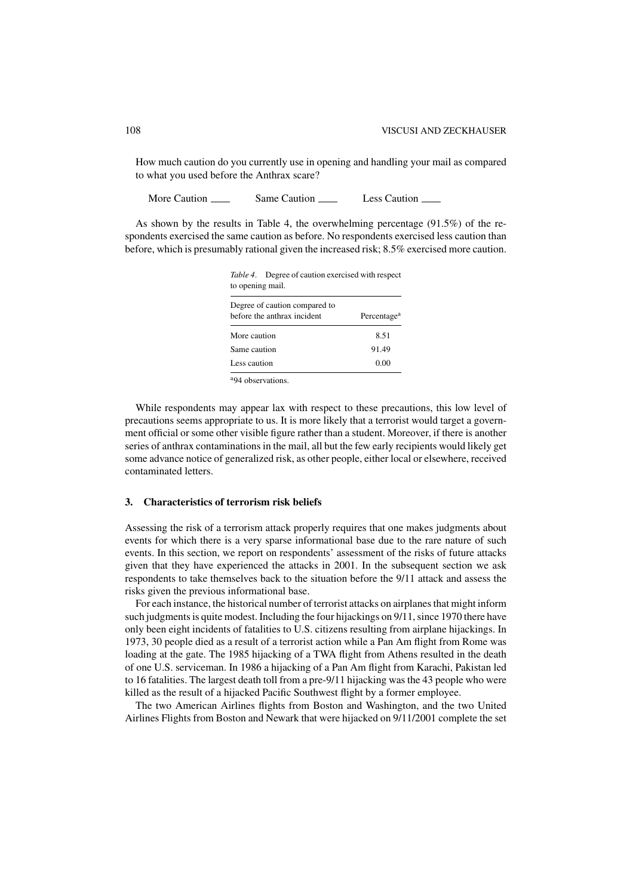How much caution do you currently use in opening and handling your mail as compared to what you used before the Anthrax scare?

More Caution ____ Same Caution ____ Less Caution ____

As shown by the results in Table 4, the overwhelming percentage (91.5%) of the respondents exercised the same caution as before. No respondents exercised less caution than before, which is presumably rational given the increased risk; 8.5% exercised more caution.

*Table 4*. Degree of caution exercised with respect to opening mail.

| Degree of caution compared to before the anthrax incident | Percentage[a] |
|---|---|
| More caution | 8.51 |
| Same caution | 91.49 |
| Less caution | 0.00 |

[a]94 observations.

While respondents may appear lax with respect to these precautions, this low level of precautions seems appropriate to us. It is more likely that a terrorist would target a government official or some other visible figure rather than a student. Moreover, if there is another series of anthrax contaminations in the mail, all but the few early recipients would likely get some advance notice of generalized risk, as other people, either local or elsewhere, received contaminated letters.

## 3. Characteristics of terrorism risk beliefs

Assessing the risk of a terrorism attack properly requires that one makes judgments about events for which there is a very sparse informational base due to the rare nature of such events. In this section, we report on respondents' assessment of the risks of future attacks given that they have experienced the attacks in 2001. In the subsequent section we ask respondents to take themselves back to the situation before the 9/11 attack and assess the risks given the previous informational base.

For each instance, the historical number of terrorist attacks on airplanes that might inform such judgments is quite modest. Including the four hijackings on 9/11, since 1970 there have only been eight incidents of fatalities to U.S. citizens resulting from airplane hijackings. In 1973, 30 people died as a result of a terrorist action while a Pan Am flight from Rome was loading at the gate. The 1985 hijacking of a TWA flight from Athens resulted in the death of one U.S. serviceman. In 1986 a hijacking of a Pan Am flight from Karachi, Pakistan led to 16 fatalities. The largest death toll from a pre-9/11 hijacking was the 43 people who were killed as the result of a hijacked Pacific Southwest flight by a former employee.

The two American Airlines flights from Boston and Washington, and the two United Airlines Flights from Boston and Newark that were hijacked on 9/11/2001 complete the set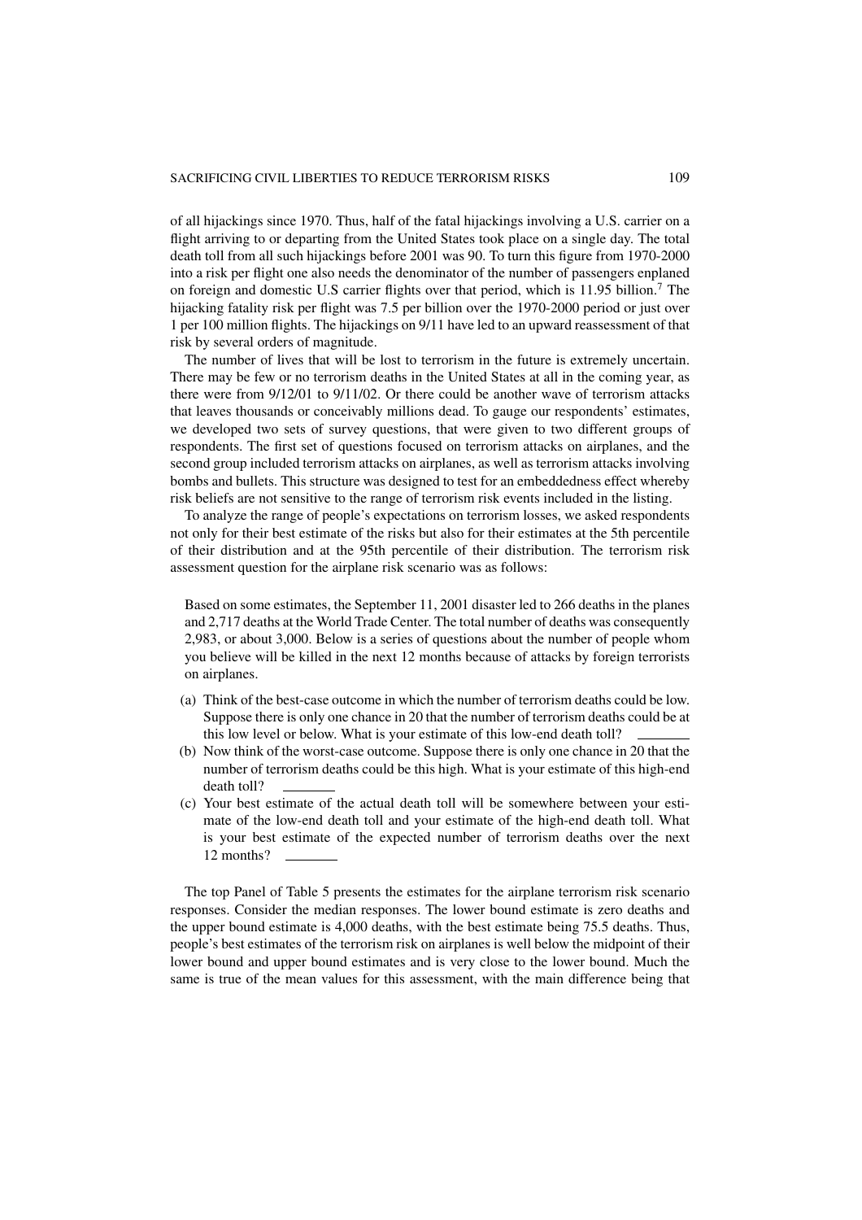of all hijackings since 1970. Thus, half of the fatal hijackings involving a U.S. carrier on a flight arriving to or departing from the United States took place on a single day. The total death toll from all such hijackings before 2001 was 90. To turn this figure from 1970-2000 into a risk per flight one also needs the denominator of the number of passengers enplaned on foreign and domestic U.S carrier flights over that period, which is 11.95 billion.[7] The hijacking fatality risk per flight was 7.5 per billion over the 1970-2000 period or just over 1 per 100 million flights. The hijackings on 9/11 have led to an upward reassessment of that risk by several orders of magnitude.

The number of lives that will be lost to terrorism in the future is extremely uncertain. There may be few or no terrorism deaths in the United States at all in the coming year, as there were from 9/12/01 to 9/11/02. Or there could be another wave of terrorism attacks that leaves thousands or conceivably millions dead. To gauge our respondents' estimates, we developed two sets of survey questions, that were given to two different groups of respondents. The first set of questions focused on terrorism attacks on airplanes, and the second group included terrorism attacks on airplanes, as well as terrorism attacks involving bombs and bullets. This structure was designed to test for an embeddedness effect whereby risk beliefs are not sensitive to the range of terrorism risk events included in the listing.

To analyze the range of people's expectations on terrorism losses, we asked respondents not only for their best estimate of the risks but also for their estimates at the 5th percentile of their distribution and at the 95th percentile of their distribution. The terrorism risk assessment question for the airplane risk scenario was as follows:

> Based on some estimates, the September 11, 2001 disaster led to 266 deaths in the planes and 2,717 deaths at the World Trade Center. The total number of deaths was consequently 2,983, or about 3,000. Below is a series of questions about the number of people whom you believe will be killed in the next 12 months because of attacks by foreign terrorists on airplanes.
>
> (a) Think of the best-case outcome in which the number of terrorism deaths could be low. Suppose there is only one chance in 20 that the number of terrorism deaths could be at this low level or below. What is your estimate of this low-end death toll? \_\_\_\_\_\_\_
>
> (b) Now think of the worst-case outcome. Suppose there is only one chance in 20 that the number of terrorism deaths could be this high. What is your estimate of this high-end death toll? \_\_\_\_\_\_\_
>
> (c) Your best estimate of the actual death toll will be somewhere between your estimate of the low-end death toll and your estimate of the high-end death toll. What is your best estimate of the expected number of terrorism deaths over the next 12 months? \_\_\_\_\_\_\_

The top Panel of Table 5 presents the estimates for the airplane terrorism risk scenario responses. Consider the median responses. The lower bound estimate is zero deaths and the upper bound estimate is 4,000 deaths, with the best estimate being 75.5 deaths. Thus, people's best estimates of the terrorism risk on airplanes is well below the midpoint of their lower bound and upper bound estimates and is very close to the lower bound. Much the same is true of the mean values for this assessment, with the main difference being that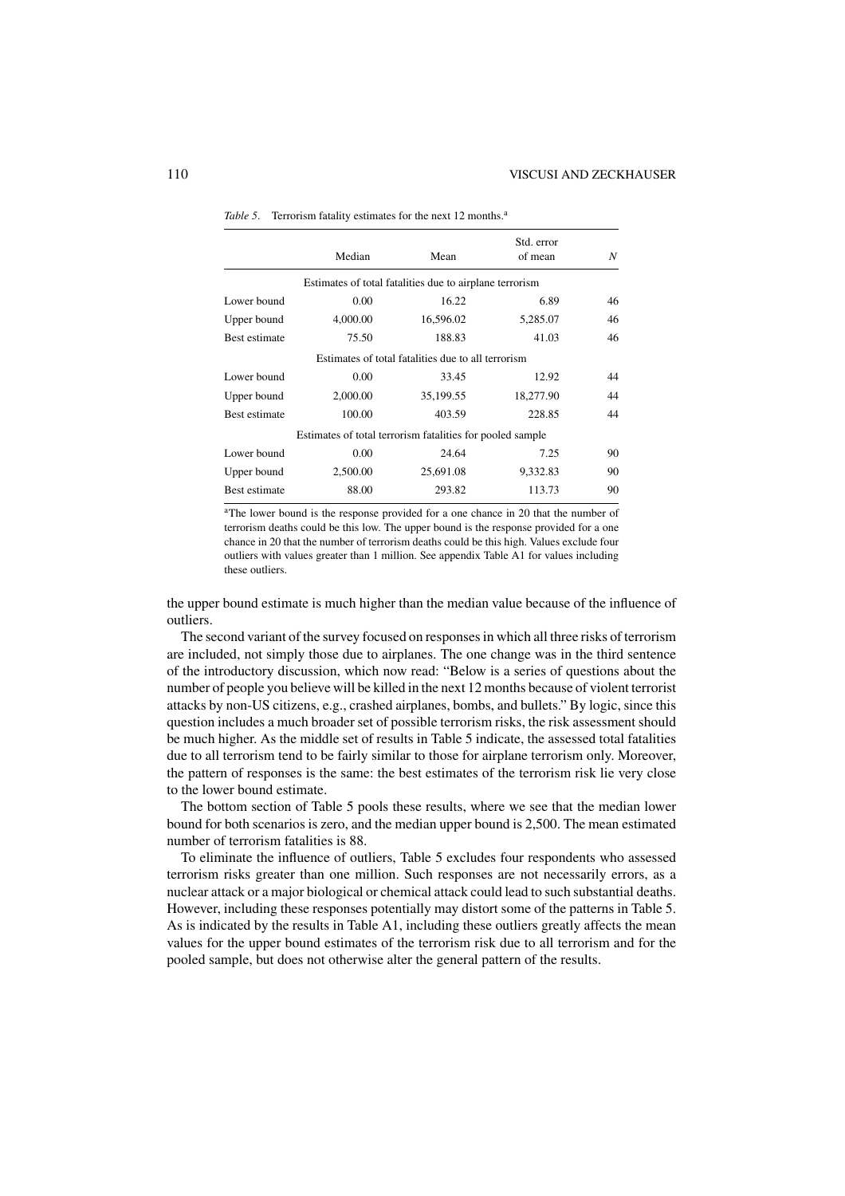*Table 5*. Terrorism fatality estimates for the next 12 months.[a]

| | Median | Mean | Std. error of mean | *N* |
|---|---|---|---|---|
| Estimates of total fatalities due to airplane terrorism | | | | |
| Lower bound | 0.00 | 16.22 | 6.89 | 46 |
| Upper bound | 4,000.00 | 16,596.02 | 5,285.07 | 46 |
| Best estimate | 75.50 | 188.83 | 41.03 | 46 |
| Estimates of total fatalities due to all terrorism | | | | |
| Lower bound | 0.00 | 33.45 | 12.92 | 44 |
| Upper bound | 2,000.00 | 35,199.55 | 18,277.90 | 44 |
| Best estimate | 100.00 | 403.59 | 228.85 | 44 |
| Estimates of total terrorism fatalities for pooled sample | | | | |
| Lower bound | 0.00 | 24.64 | 7.25 | 90 |
| Upper bound | 2,500.00 | 25,691.08 | 9,332.83 | 90 |
| Best estimate | 88.00 | 293.82 | 113.73 | 90 |

[a]The lower bound is the response provided for a one chance in 20 that the number of terrorism deaths could be this low. The upper bound is the response provided for a one chance in 20 that the number of terrorism deaths could be this high. Values exclude four outliers with values greater than 1 million. See appendix Table A1 for values including these outliers.

the upper bound estimate is much higher than the median value because of the influence of outliers.

The second variant of the survey focused on responses in which all three risks of terrorism are included, not simply those due to airplanes. The one change was in the third sentence of the introductory discussion, which now read: "Below is a series of questions about the number of people you believe will be killed in the next 12 months because of violent terrorist attacks by non-US citizens, e.g., crashed airplanes, bombs, and bullets." By logic, since this question includes a much broader set of possible terrorism risks, the risk assessment should be much higher. As the middle set of results in Table 5 indicate, the assessed total fatalities due to all terrorism tend to be fairly similar to those for airplane terrorism only. Moreover, the pattern of responses is the same: the best estimates of the terrorism risk lie very close to the lower bound estimate.

The bottom section of Table 5 pools these results, where we see that the median lower bound for both scenarios is zero, and the median upper bound is 2,500. The mean estimated number of terrorism fatalities is 88.

To eliminate the influence of outliers, Table 5 excludes four respondents who assessed terrorism risks greater than one million. Such responses are not necessarily errors, as a nuclear attack or a major biological or chemical attack could lead to such substantial deaths. However, including these responses potentially may distort some of the patterns in Table 5. As is indicated by the results in Table A1, including these outliers greatly affects the mean values for the upper bound estimates of the terrorism risk due to all terrorism and for the pooled sample, but does not otherwise alter the general pattern of the results.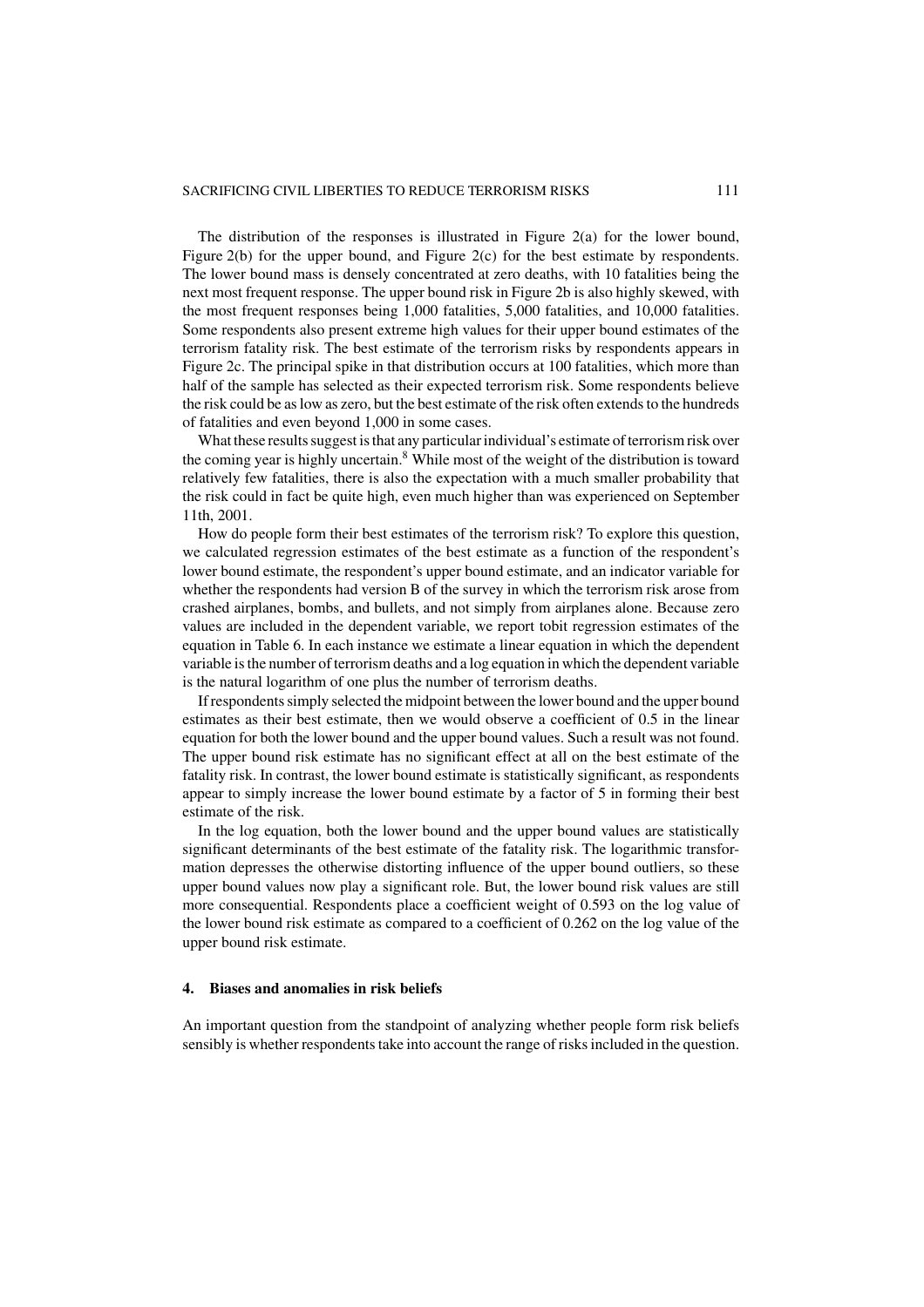The distribution of the responses is illustrated in Figure 2(a) for the lower bound, Figure 2(b) for the upper bound, and Figure 2(c) for the best estimate by respondents. The lower bound mass is densely concentrated at zero deaths, with 10 fatalities being the next most frequent response. The upper bound risk in Figure 2b is also highly skewed, with the most frequent responses being 1,000 fatalities, 5,000 fatalities, and 10,000 fatalities. Some respondents also present extreme high values for their upper bound estimates of the terrorism fatality risk. The best estimate of the terrorism risks by respondents appears in Figure 2c. The principal spike in that distribution occurs at 100 fatalities, which more than half of the sample has selected as their expected terrorism risk. Some respondents believe the risk could be as low as zero, but the best estimate of the risk often extends to the hundreds of fatalities and even beyond 1,000 in some cases.

What these results suggest is that any particular individual's estimate of terrorism risk over the coming year is highly uncertain.[8] While most of the weight of the distribution is toward relatively few fatalities, there is also the expectation with a much smaller probability that the risk could in fact be quite high, even much higher than was experienced on September 11th, 2001.

How do people form their best estimates of the terrorism risk? To explore this question, we calculated regression estimates of the best estimate as a function of the respondent's lower bound estimate, the respondent's upper bound estimate, and an indicator variable for whether the respondents had version B of the survey in which the terrorism risk arose from crashed airplanes, bombs, and bullets, and not simply from airplanes alone. Because zero values are included in the dependent variable, we report tobit regression estimates of the equation in Table 6. In each instance we estimate a linear equation in which the dependent variable is the number of terrorism deaths and a log equation in which the dependent variable is the natural logarithm of one plus the number of terrorism deaths.

If respondents simply selected the midpoint between the lower bound and the upper bound estimates as their best estimate, then we would observe a coefficient of 0.5 in the linear equation for both the lower bound and the upper bound values. Such a result was not found. The upper bound risk estimate has no significant effect at all on the best estimate of the fatality risk. In contrast, the lower bound estimate is statistically significant, as respondents appear to simply increase the lower bound estimate by a factor of 5 in forming their best estimate of the risk.

In the log equation, both the lower bound and the upper bound values are statistically significant determinants of the best estimate of the fatality risk. The logarithmic transformation depresses the otherwise distorting influence of the upper bound outliers, so these upper bound values now play a significant role. But, the lower bound risk values are still more consequential. Respondents place a coefficient weight of 0.593 on the log value of the lower bound risk estimate as compared to a coefficient of 0.262 on the log value of the upper bound risk estimate.

## 4. Biases and anomalies in risk beliefs

An important question from the standpoint of analyzing whether people form risk beliefs sensibly is whether respondents take into account the range of risks included in the question.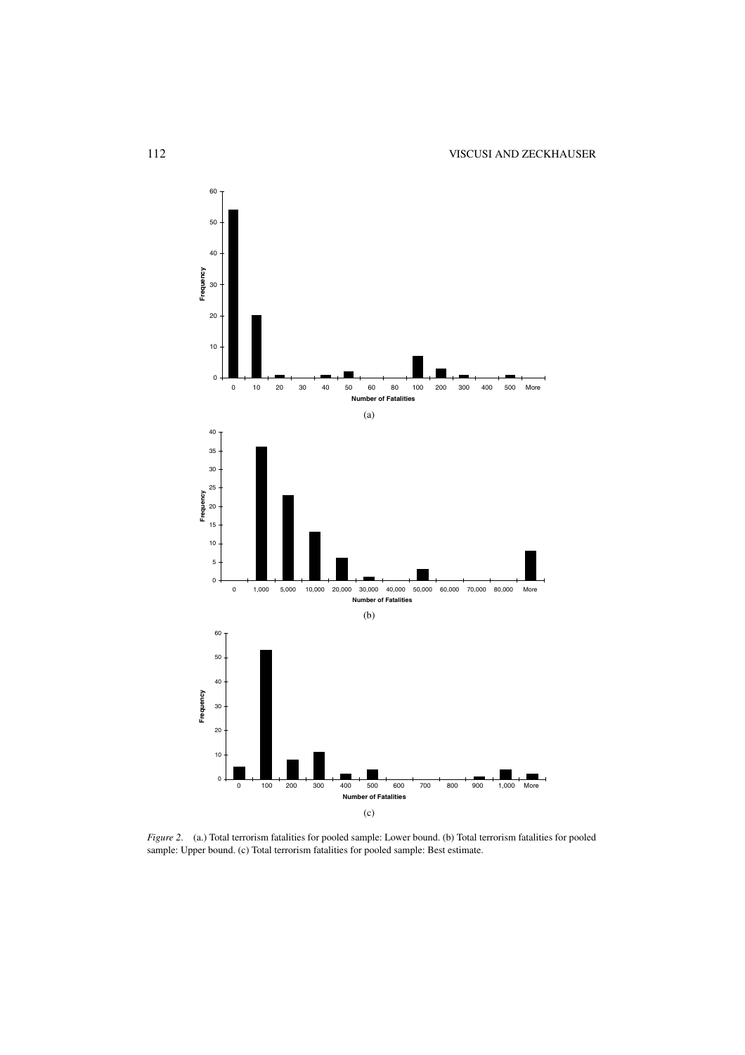*Figure 2.* (a.) Total terrorism fatalities for pooled sample: Lower bound. (b) Total terrorism fatalities for pooled sample: Upper bound. (c) Total terrorism fatalities for pooled sample: Best estimate.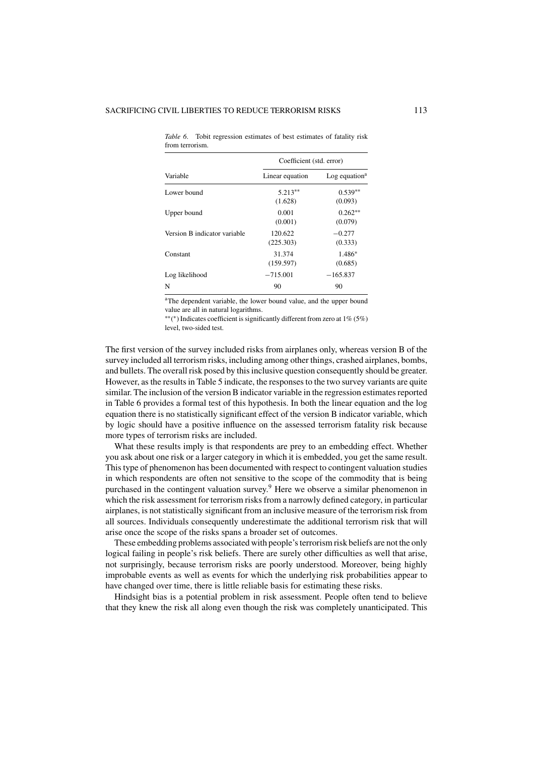*Table 6.* Tobit regression estimates of best estimates of fatality risk from terrorism.

| | Coefficient (std. error) | |
|---|---|---|
| Variable | Linear equation | Log equation[a] |
| Lower bound | 5.213** (1.628) | 0.539** (0.093) |
| Upper bound | 0.001 (0.001) | 0.262** (0.079) |
| Version B indicator variable | 120.622 (225.303) | −0.277 (0.333) |
| Constant | 31.374 (159.597) | 1.486* (0.685) |
| Log likelihood | −715.001 | −165.837 |
| N | 90 | 90 |

[a]The dependent variable, the lower bound value, and the upper bound value are all in natural logarithms.

**(*) Indicates coefficient is significantly different from zero at 1% (5%) level, two-sided test.

The first version of the survey included risks from airplanes only, whereas version B of the survey included all terrorism risks, including among other things, crashed airplanes, bombs, and bullets. The overall risk posed by this inclusive question consequently should be greater. However, as the results in Table 5 indicate, the responses to the two survey variants are quite similar. The inclusion of the version B indicator variable in the regression estimates reported in Table 6 provides a formal test of this hypothesis. In both the linear equation and the log equation there is no statistically significant effect of the version B indicator variable, which by logic should have a positive influence on the assessed terrorism fatality risk because more types of terrorism risks are included.

What these results imply is that respondents are prey to an embedding effect. Whether you ask about one risk or a larger category in which it is embedded, you get the same result. This type of phenomenon has been documented with respect to contingent valuation studies in which respondents are often not sensitive to the scope of the commodity that is being purchased in the contingent valuation survey.[9] Here we observe a similar phenomenon in which the risk assessment for terrorism risks from a narrowly defined category, in particular airplanes, is not statistically significant from an inclusive measure of the terrorism risk from all sources. Individuals consequently underestimate the additional terrorism risk that will arise once the scope of the risks spans a broader set of outcomes.

These embedding problems associated with people's terrorism risk beliefs are not the only logical failing in people's risk beliefs. There are surely other difficulties as well that arise, not surprisingly, because terrorism risks are poorly understood. Moreover, being highly improbable events as well as events for which the underlying risk probabilities appear to have changed over time, there is little reliable basis for estimating these risks.

Hindsight bias is a potential problem in risk assessment. People often tend to believe that they knew the risk all along even though the risk was completely unanticipated. This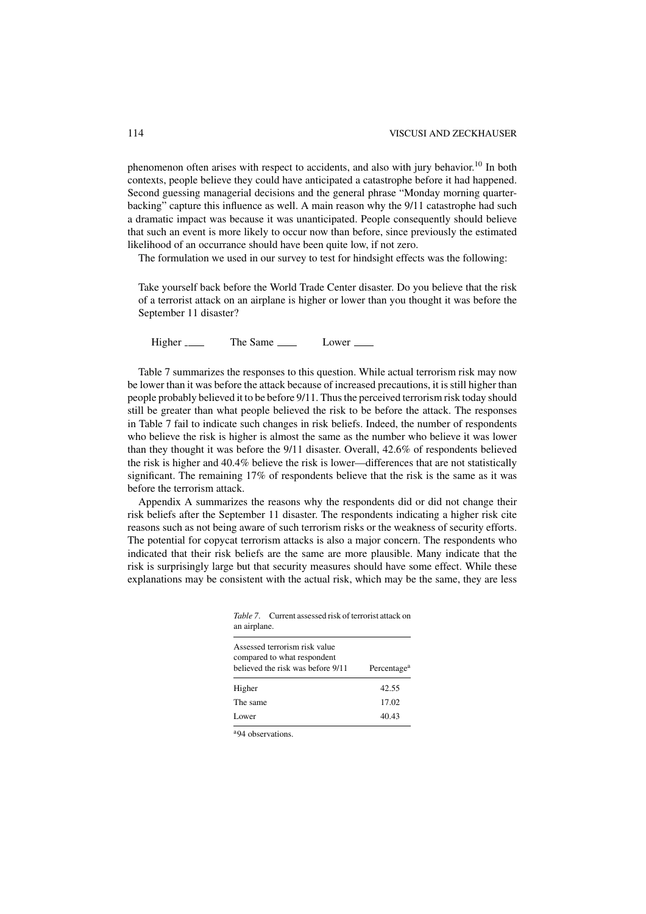phenomenon often arises with respect to accidents, and also with jury behavior.[10] In both contexts, people believe they could have anticipated a catastrophe before it had happened. Second guessing managerial decisions and the general phrase "Monday morning quarterbacking" capture this influence as well. A main reason why the 9/11 catastrophe had such a dramatic impact was because it was unanticipated. People consequently should believe that such an event is more likely to occur now than before, since previously the estimated likelihood of an occurrance should have been quite low, if not zero.

The formulation we used in our survey to test for hindsight effects was the following:

> Take yourself back before the World Trade Center disaster. Do you believe that the risk of a terrorist attack on an airplane is higher or lower than you thought it was before the September 11 disaster?
>
> Higher ____ The Same ____ Lower ____

Table 7 summarizes the responses to this question. While actual terrorism risk may now be lower than it was before the attack because of increased precautions, it is still higher than people probably believed it to be before 9/11. Thus the perceived terrorism risk today should still be greater than what people believed the risk to be before the attack. The responses in Table 7 fail to indicate such changes in risk beliefs. Indeed, the number of respondents who believe the risk is higher is almost the same as the number who believe it was lower than they thought it was before the 9/11 disaster. Overall, 42.6% of respondents believed the risk is higher and 40.4% believe the risk is lower—differences that are not statistically significant. The remaining 17% of respondents believe that the risk is the same as it was before the terrorism attack.

Appendix A summarizes the reasons why the respondents did or did not change their risk beliefs after the September 11 disaster. The respondents indicating a higher risk cite reasons such as not being aware of such terrorism risks or the weakness of security efforts. The potential for copycat terrorism attacks is also a major concern. The respondents who indicated that their risk beliefs are the same are more plausible. Many indicate that the risk is surprisingly large but that security measures should have some effect. While these explanations may be consistent with the actual risk, which may be the same, they are less

*Table 7.* Current assessed risk of terrorist attack on an airplane.

| Assessed terrorism risk value compared to what respondent believed the risk was before 9/11 | Percentage[a] |
|---|---|
| Higher | 42.55 |
| The same | 17.02 |
| Lower | 40.43 |

[a] 94 observations.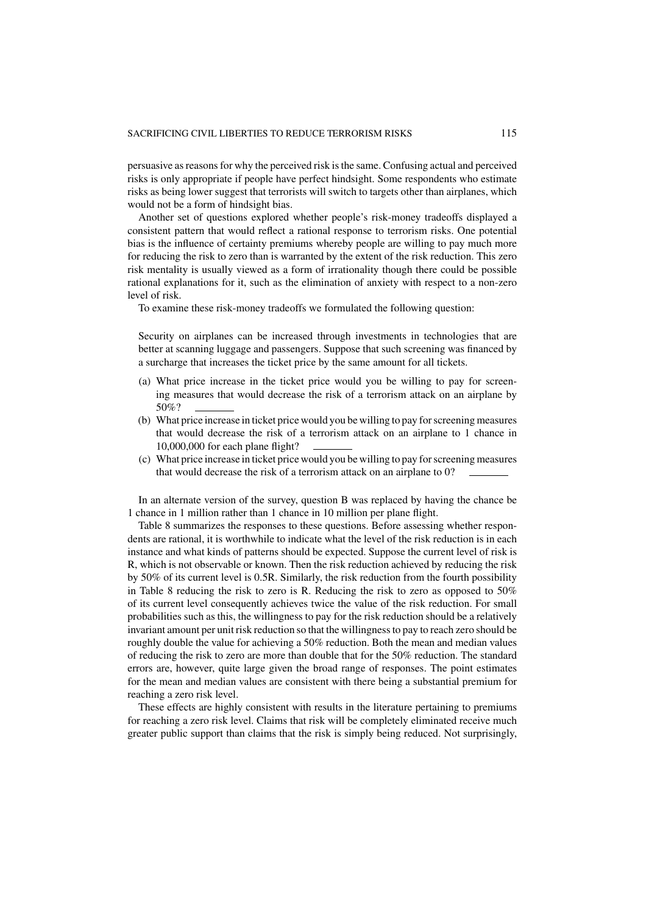persuasive as reasons for why the perceived risk is the same. Confusing actual and perceived risks is only appropriate if people have perfect hindsight. Some respondents who estimate risks as being lower suggest that terrorists will switch to targets other than airplanes, which would not be a form of hindsight bias.

Another set of questions explored whether people's risk-money tradeoffs displayed a consistent pattern that would reflect a rational response to terrorism risks. One potential bias is the influence of certainty premiums whereby people are willing to pay much more for reducing the risk to zero than is warranted by the extent of the risk reduction. This zero risk mentality is usually viewed as a form of irrationality though there could be possible rational explanations for it, such as the elimination of anxiety with respect to a non-zero level of risk.

To examine these risk-money tradeoffs we formulated the following question:

> Security on airplanes can be increased through investments in technologies that are better at scanning luggage and passengers. Suppose that such screening was financed by a surcharge that increases the ticket price by the same amount for all tickets.
>
> (a) What price increase in the ticket price would you be willing to pay for screening measures that would decrease the risk of a terrorism attack on an airplane by 50%? \_\_\_\_\_\_\_
>
> (b) What price increase in ticket price would you be willing to pay for screening measures that would decrease the risk of a terrorism attack on an airplane to 1 chance in 10,000,000 for each plane flight? \_\_\_\_\_\_\_
>
> (c) What price increase in ticket price would you be willing to pay for screening measures that would decrease the risk of a terrorism attack on an airplane to 0? \_\_\_\_\_\_\_

In an alternate version of the survey, question B was replaced by having the chance be 1 chance in 1 million rather than 1 chance in 10 million per plane flight.

Table 8 summarizes the responses to these questions. Before assessing whether respondents are rational, it is worthwhile to indicate what the level of the risk reduction is in each instance and what kinds of patterns should be expected. Suppose the current level of risk is R, which is not observable or known. Then the risk reduction achieved by reducing the risk by 50% of its current level is 0.5R. Similarly, the risk reduction from the fourth possibility in Table 8 reducing the risk to zero is R. Reducing the risk to zero as opposed to 50% of its current level consequently achieves twice the value of the risk reduction. For small probabilities such as this, the willingness to pay for the risk reduction should be a relatively invariant amount per unit risk reduction so that the willingness to pay to reach zero should be roughly double the value for achieving a 50% reduction. Both the mean and median values of reducing the risk to zero are more than double that for the 50% reduction. The standard errors are, however, quite large given the broad range of responses. The point estimates for the mean and median values are consistent with there being a substantial premium for reaching a zero risk level.

These effects are highly consistent with results in the literature pertaining to premiums for reaching a zero risk level. Claims that risk will be completely eliminated receive much greater public support than claims that the risk is simply being reduced. Not surprisingly,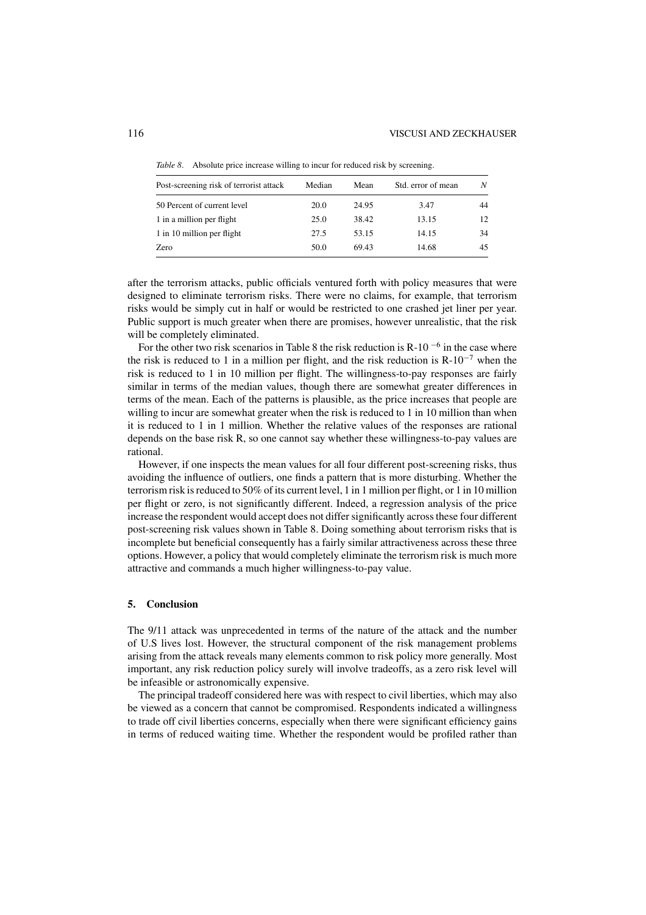*Table 8.* Absolute price increase willing to incur for reduced risk by screening.

| Post-screening risk of terrorist attack | Median | Mean | Std. error of mean | *N* |
|---|---|---|---|---|
| 50 Percent of current level | 20.0 | 24.95 | 3.47 | 44 |
| 1 in a million per flight | 25.0 | 38.42 | 13.15 | 12 |
| 1 in 10 million per flight | 27.5 | 53.15 | 14.15 | 34 |
| Zero | 50.0 | 69.43 | 14.68 | 45 |

after the terrorism attacks, public officials ventured forth with policy measures that were designed to eliminate terrorism risks. There were no claims, for example, that terrorism risks would be simply cut in half or would be restricted to one crashed jet liner per year. Public support is much greater when there are promises, however unrealistic, that the risk will be completely eliminated.

For the other two risk scenarios in Table 8 the risk reduction is $R\text{-}10^{-6}$ in the case where the risk is reduced to 1 in a million per flight, and the risk reduction is $R\text{-}10^{-7}$ when the risk is reduced to 1 in 10 million per flight. The willingness-to-pay responses are fairly similar in terms of the median values, though there are somewhat greater differences in terms of the mean. Each of the patterns is plausible, as the price increases that people are willing to incur are somewhat greater when the risk is reduced to 1 in 10 million than when it is reduced to 1 in 1 million. Whether the relative values of the responses are rational depends on the base risk R, so one cannot say whether these willingness-to-pay values are rational.

However, if one inspects the mean values for all four different post-screening risks, thus avoiding the influence of outliers, one finds a pattern that is more disturbing. Whether the terrorism risk is reduced to 50% of its current level, 1 in 1 million per flight, or 1 in 10 million per flight or zero, is not significantly different. Indeed, a regression analysis of the price increase the respondent would accept does not differ significantly across these four different post-screening risk values shown in Table 8. Doing something about terrorism risks that is incomplete but beneficial consequently has a fairly similar attractiveness across these three options. However, a policy that would completely eliminate the terrorism risk is much more attractive and commands a much higher willingness-to-pay value.

## 5. Conclusion

The 9/11 attack was unprecedented in terms of the nature of the attack and the number of U.S lives lost. However, the structural component of the risk management problems arising from the attack reveals many elements common to risk policy more generally. Most important, any risk reduction policy surely will involve tradeoffs, as a zero risk level will be infeasible or astronomically expensive.

The principal tradeoff considered here was with respect to civil liberties, which may also be viewed as a concern that cannot be compromised. Respondents indicated a willingness to trade off civil liberties concerns, especially when there were significant efficiency gains in terms of reduced waiting time. Whether the respondent would be profiled rather than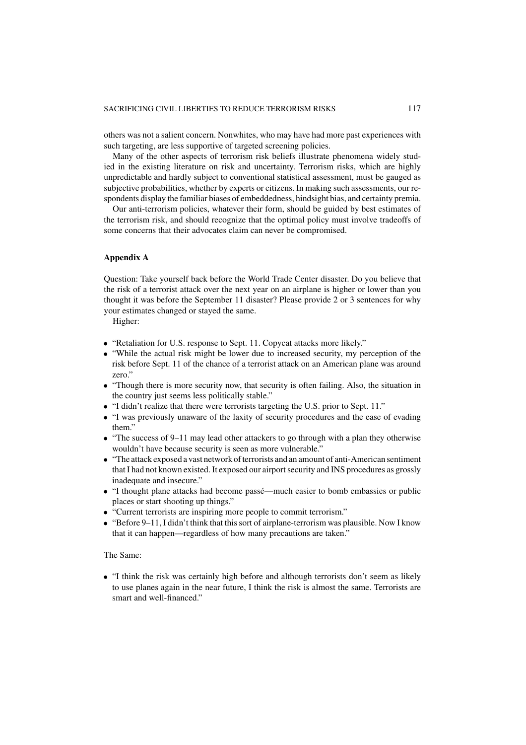others was not a salient concern. Nonwhites, who may have had more past experiences with such targeting, are less supportive of targeted screening policies.

Many of the other aspects of terrorism risk beliefs illustrate phenomena widely studied in the existing literature on risk and uncertainty. Terrorism risks, which are highly unpredictable and hardly subject to conventional statistical assessment, must be gauged as subjective probabilities, whether by experts or citizens. In making such assessments, our respondents display the familiar biases of embeddedness, hindsight bias, and certainty premia.

Our anti-terrorism policies, whatever their form, should be guided by best estimates of the terrorism risk, and should recognize that the optimal policy must involve tradeoffs of some concerns that their advocates claim can never be compromised.

## Appendix A

Question: Take yourself back before the World Trade Center disaster. Do you believe that the risk of a terrorist attack over the next year on an airplane is higher or lower than you thought it was before the September 11 disaster? Please provide 2 or 3 sentences for why your estimates changed or stayed the same.

Higher:

- "Retaliation for U.S. response to Sept. 11. Copycat attacks more likely."
- "While the actual risk might be lower due to increased security, my perception of the risk before Sept. 11 of the chance of a terrorist attack on an American plane was around zero."
- "Though there is more security now, that security is often failing. Also, the situation in the country just seems less politically stable."
- "I didn't realize that there were terrorists targeting the U.S. prior to Sept. 11."
- "I was previously unaware of the laxity of security procedures and the ease of evading them."
- "The success of 9–11 may lead other attackers to go through with a plan they otherwise wouldn't have because security is seen as more vulnerable."
- "The attack exposed a vast network of terrorists and an amount of anti-American sentiment that I had not known existed. It exposed our airport security and INS procedures as grossly inadequate and insecure."
- "I thought plane attacks had become passé—much easier to bomb embassies or public places or start shooting up things."
- "Current terrorists are inspiring more people to commit terrorism."
- "Before 9–11, I didn't think that this sort of airplane-terrorism was plausible. Now I know that it can happen—regardless of how many precautions are taken."

The Same:

- "I think the risk was certainly high before and although terrorists don't seem as likely to use planes again in the near future, I think the risk is almost the same. Terrorists are smart and well-financed."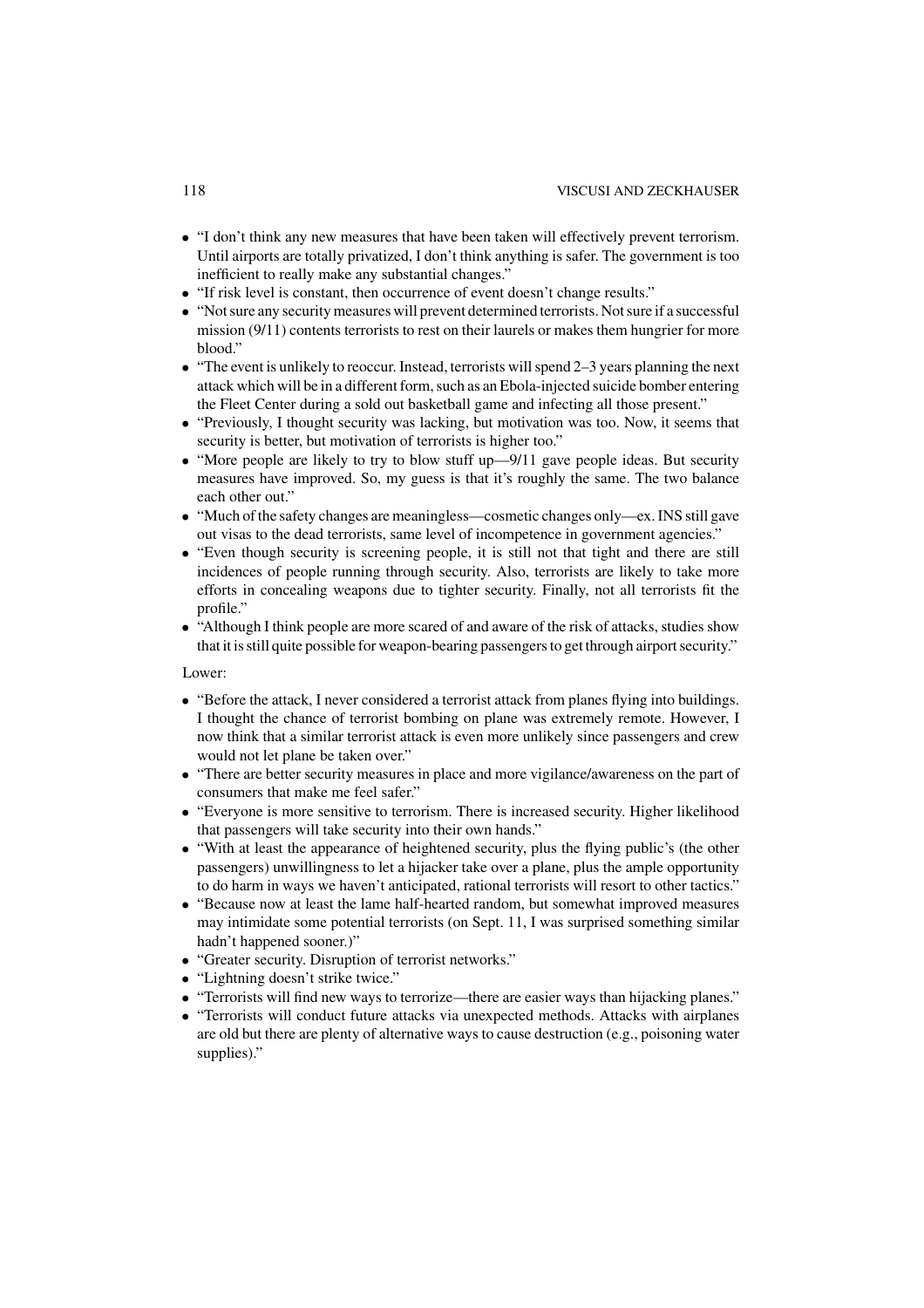- “I don’t think any new measures that have been taken will effectively prevent terrorism. Until airports are totally privatized, I don’t think anything is safer. The government is too inefficient to really make any substantial changes.”
- “If risk level is constant, then occurrence of event doesn’t change results.”
- “Not sure any security measures will prevent determined terrorists. Not sure if a successful mission (9/11) contents terrorists to rest on their laurels or makes them hungrier for more blood.”
- “The event is unlikely to reoccur. Instead, terrorists will spend 2–3 years planning the next attack which will be in a different form, such as an Ebola-injected suicide bomber entering the Fleet Center during a sold out basketball game and infecting all those present.”
- “Previously, I thought security was lacking, but motivation was too. Now, it seems that security is better, but motivation of terrorists is higher too.”
- “More people are likely to try to blow stuff up—9/11 gave people ideas. But security measures have improved. So, my guess is that it’s roughly the same. The two balance each other out.”
- “Much of the safety changes are meaningless—cosmetic changes only—ex. INS still gave out visas to the dead terrorists, same level of incompetence in government agencies.”
- “Even though security is screening people, it is still not that tight and there are still incidences of people running through security. Also, terrorists are likely to take more efforts in concealing weapons due to tighter security. Finally, not all terrorists fit the profile.”
- “Although I think people are more scared of and aware of the risk of attacks, studies show that it is still quite possible for weapon-bearing passengers to get through airport security.”

Lower:

- “Before the attack, I never considered a terrorist attack from planes flying into buildings. I thought the chance of terrorist bombing on plane was extremely remote. However, I now think that a similar terrorist attack is even more unlikely since passengers and crew would not let plane be taken over.”
- “There are better security measures in place and more vigilance/awareness on the part of consumers that make me feel safer.”
- “Everyone is more sensitive to terrorism. There is increased security. Higher likelihood that passengers will take security into their own hands.”
- “With at least the appearance of heightened security, plus the flying public’s (the other passengers) unwillingness to let a hijacker take over a plane, plus the ample opportunity to do harm in ways we haven’t anticipated, rational terrorists will resort to other tactics.”
- “Because now at least the lame half-hearted random, but somewhat improved measures may intimidate some potential terrorists (on Sept. 11, I was surprised something similar hadn’t happened sooner.)”
- “Greater security. Disruption of terrorist networks.”
- “Lightning doesn’t strike twice.”
- “Terrorists will find new ways to terrorize—there are easier ways than hijacking planes.”
- “Terrorists will conduct future attacks via unexpected methods. Attacks with airplanes are old but there are plenty of alternative ways to cause destruction (e.g., poisoning water supplies).”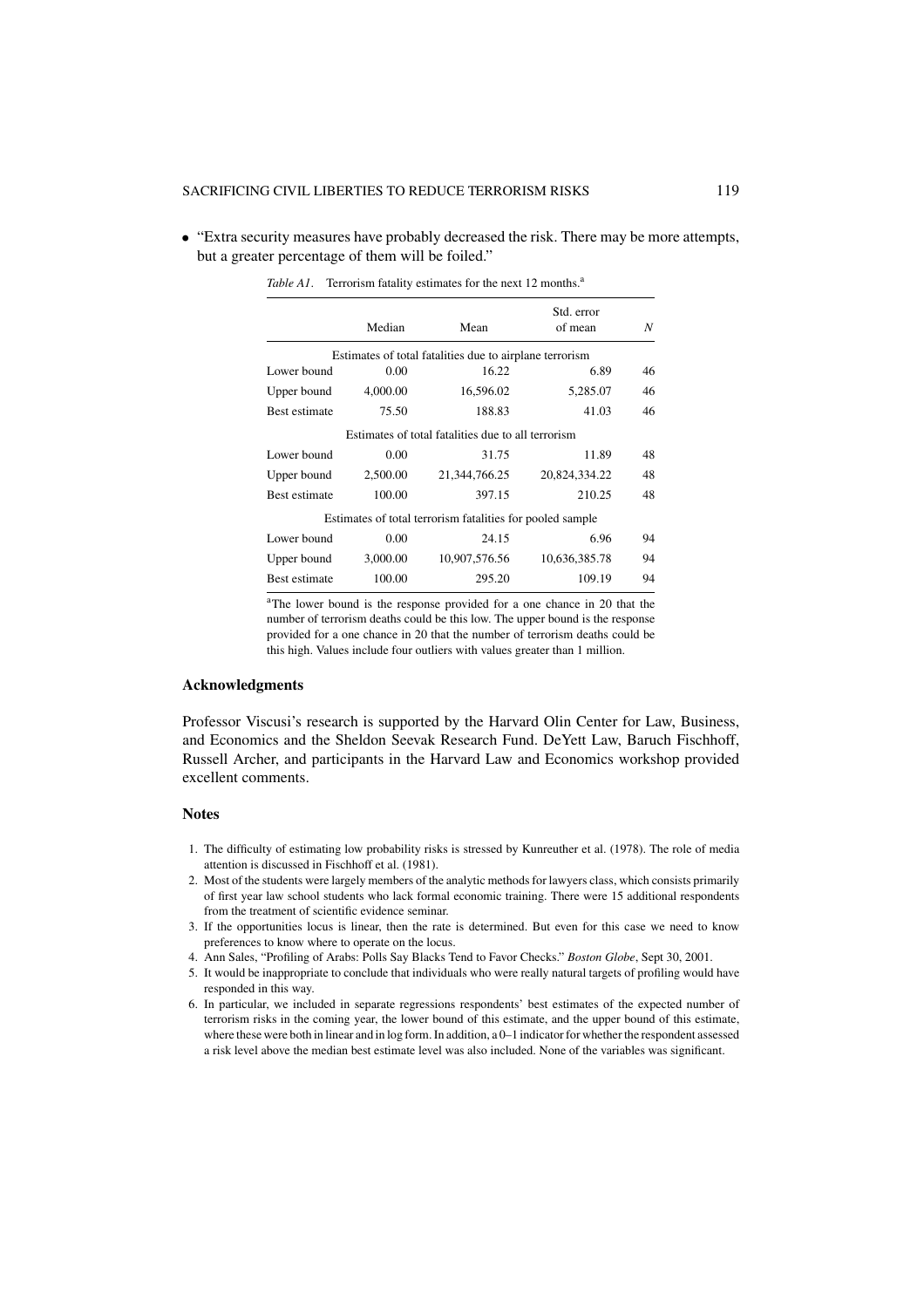- "Extra security measures have probably decreased the risk. There may be more attempts, but a greater percentage of them will be foiled."

*Table A1.* Terrorism fatality estimates for the next 12 months.[a]

| | Median | Mean | Std. error of mean | N |
|---|---|---|---|---|
| Estimates of total fatalities due to airplane terrorism | | | | |
| Lower bound | 0.00 | 16.22 | 6.89 | 46 |
| Upper bound | 4,000.00 | 16,596.02 | 5,285.07 | 46 |
| Best estimate | 75.50 | 188.83 | 41.03 | 46 |
| Estimates of total fatalities due to all terrorism | | | | |
| Lower bound | 0.00 | 31.75 | 11.89 | 48 |
| Upper bound | 2,500.00 | 21,344,766.25 | 20,824,334.22 | 48 |
| Best estimate | 100.00 | 397.15 | 210.25 | 48 |
| Estimates of total terrorism fatalities for pooled sample | | | | |
| Lower bound | 0.00 | 24.15 | 6.96 | 94 |
| Upper bound | 3,000.00 | 10,907,576.56 | 10,636,385.78 | 94 |
| Best estimate | 100.00 | 295.20 | 109.19 | 94 |

[a]The lower bound is the response provided for a one chance in 20 that the number of terrorism deaths could be this low. The upper bound is the response provided for a one chance in 20 that the number of terrorism deaths could be this high. Values include four outliers with values greater than 1 million.

### Acknowledgments

Professor Viscusi's research is supported by the Harvard Olin Center for Law, Business, and Economics and the Sheldon Seevak Research Fund. DeYett Law, Baruch Fischhoff, Russell Archer, and participants in the Harvard Law and Economics workshop provided excellent comments.

### Notes

1. The difficulty of estimating low probability risks is stressed by Kunreuther et al. (1978). The role of media attention is discussed in Fischhoff et al. (1981).
2. Most of the students were largely members of the analytic methods for lawyers class, which consists primarily of first year law school students who lack formal economic training. There were 15 additional respondents from the treatment of scientific evidence seminar.
3. If the opportunities locus is linear, then the rate is determined. But even for this case we need to know preferences to know where to operate on the locus.
4. Ann Sales, "Profiling of Arabs: Polls Say Blacks Tend to Favor Checks." *Boston Globe*, Sept 30, 2001.
5. It would be inappropriate to conclude that individuals who were really natural targets of profiling would have responded in this way.
6. In particular, we included in separate regressions respondents' best estimates of the expected number of terrorism risks in the coming year, the lower bound of this estimate, and the upper bound of this estimate, where these were both in linear and in log form. In addition, a 0–1 indicator for whether the respondent assessed a risk level above the median best estimate level was also included. None of the variables was significant.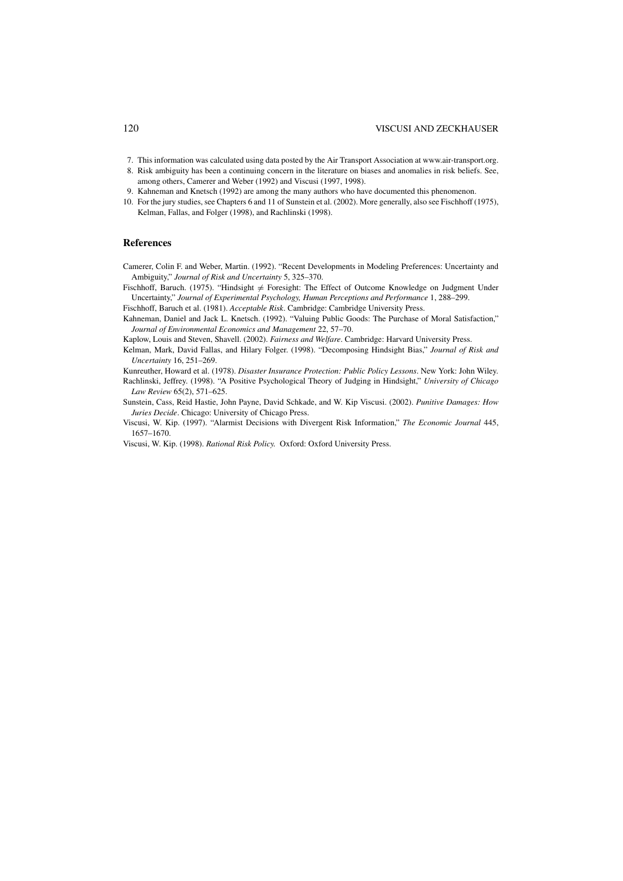7. This information was calculated using data posted by the Air Transport Association at www.air-transport.org.
8. Risk ambiguity has been a continuing concern in the literature on biases and anomalies in risk beliefs. See, among others, Camerer and Weber (1992) and Viscusi (1997, 1998).
9. Kahneman and Knetsch (1992) are among the many authors who have documented this phenomenon.
10. For the jury studies, see Chapters 6 and 11 of Sunstein et al. (2002). More generally, also see Fischhoff (1975), Kelman, Fallas, and Folger (1998), and Rachlinski (1998).

## References

Camerer, Colin F. and Weber, Martin. (1992). "Recent Developments in Modeling Preferences: Uncertainty and Ambiguity," *Journal of Risk and Uncertainty* 5, 325–370.

Fischhoff, Baruch. (1975). "Hindsight ≠ Foresight: The Effect of Outcome Knowledge on Judgment Under Uncertainty," *Journal of Experimental Psychology, Human Perceptions and Performance* 1, 288–299.

Fischhoff, Baruch et al. (1981). *Acceptable Risk*. Cambridge: Cambridge University Press.

Kahneman, Daniel and Jack L. Knetsch. (1992). "Valuing Public Goods: The Purchase of Moral Satisfaction," *Journal of Environmental Economics and Management* 22, 57–70.

Kaplow, Louis and Steven, Shavell. (2002). *Fairness and Welfare*. Cambridge: Harvard University Press.

Kelman, Mark, David Fallas, and Hilary Folger. (1998). "Decomposing Hindsight Bias," *Journal of Risk and Uncertainty* 16, 251–269.

Kunreuther, Howard et al. (1978). *Disaster Insurance Protection: Public Policy Lessons*. New York: John Wiley.

Rachlinski, Jeffrey. (1998). "A Positive Psychological Theory of Judging in Hindsight," *University of Chicago Law Review* 65(2), 571–625.

Sunstein, Cass, Reid Hastie, John Payne, David Schkade, and W. Kip Viscusi. (2002). *Punitive Damages: How Juries Decide*. Chicago: University of Chicago Press.

Viscusi, W. Kip. (1997). "Alarmist Decisions with Divergent Risk Information," *The Economic Journal* 445, 1657–1670.

Viscusi, W. Kip. (1998). *Rational Risk Policy.* Oxford: Oxford University Press.